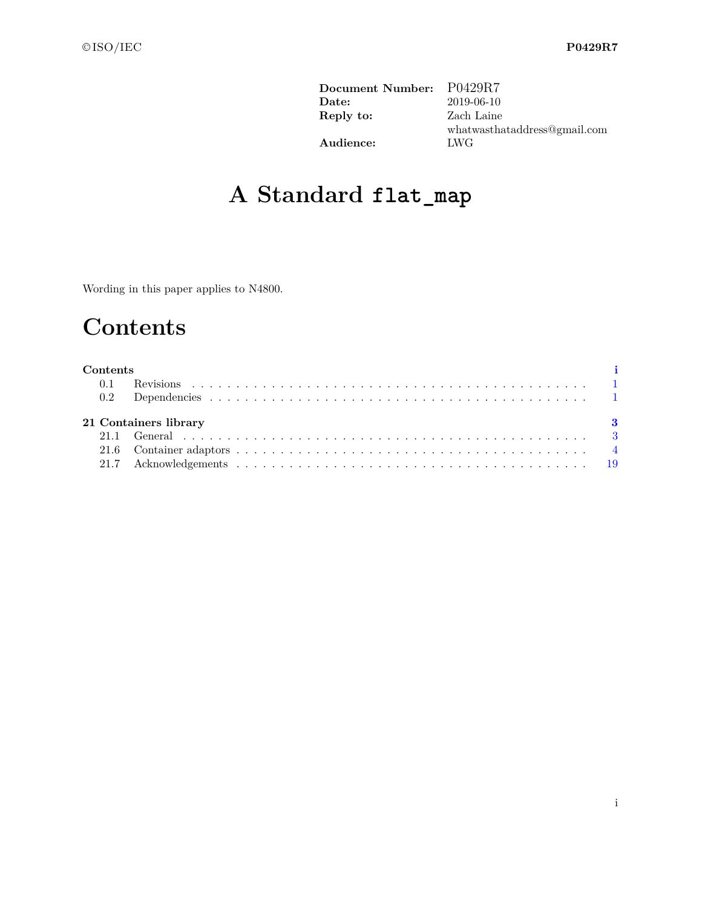| | |
|---|---|
| **Document Number:** | P0429R7 |
| **Date:** | 2019-06-10 |
| **Reply to:** | Zach Laine<br>whatwasthataddress@gmail.com |
| **Audience:** | LWG |

# A Standard `flat_map`

Wording in this paper applies to N4800.

# Contents

**Contents** . . . i

- 0.1 Revisions . . . 1
- 0.2 Dependencies . . . 1

**21 Containers library** . . . 3

- 21.1 General . . . 3
- 21.6 Container adaptors . . . 4
- 21.7 Acknowledgements . . . 19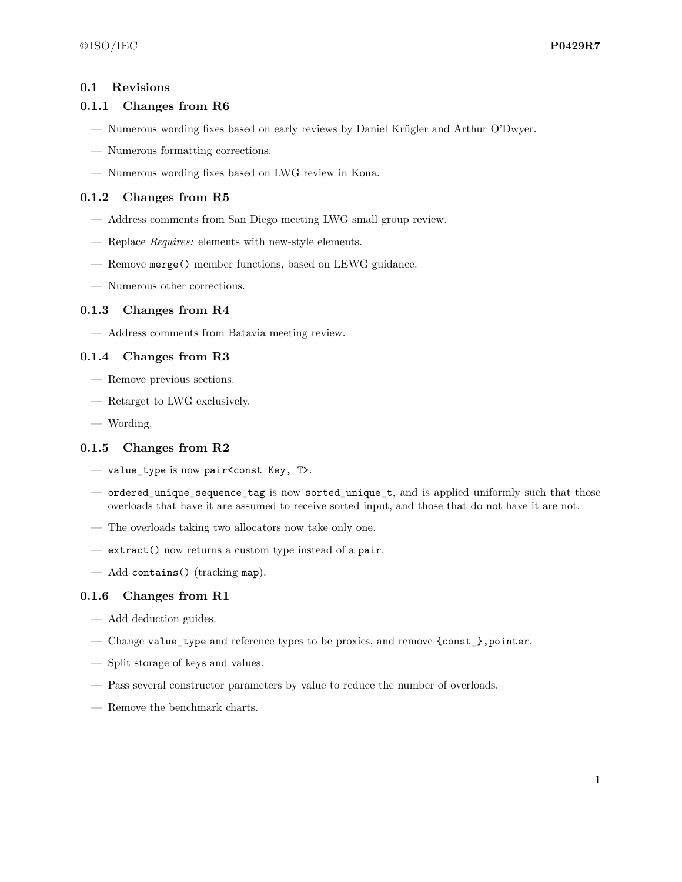## 0.1 Revisions

### 0.1.1 Changes from R6

- Numerous wording fixes based on early reviews by Daniel Krügler and Arthur O'Dwyer.
- Numerous formatting corrections.
- Numerous wording fixes based on LWG review in Kona.

### 0.1.2 Changes from R5

- Address comments from San Diego meeting LWG small group review.
- Replace *Requires:* elements with new-style elements.
- Remove `merge()` member functions, based on LEWG guidance.
- Numerous other corrections.

### 0.1.3 Changes from R4

- Address comments from Batavia meeting review.

### 0.1.4 Changes from R3

- Remove previous sections.
- Retarget to LWG exclusively.
- Wording.

### 0.1.5 Changes from R2

- `value_type` is now `pair<const Key, T>`.
- `ordered_unique_sequence_tag` is now `sorted_unique_t`, and is applied uniformly such that those overloads that have it are assumed to receive sorted input, and those that do not have it are not.
- The overloads taking two allocators now take only one.
- `extract()` now returns a custom type instead of a `pair`.
- Add `contains()` (tracking `map`).

### 0.1.6 Changes from R1

- Add deduction guides.
- Change `value_type` and reference types to be proxies, and remove `{const_},pointer`.
- Split storage of keys and values.
- Pass several constructor parameters by value to reduce the number of overloads.
- Remove the benchmark charts.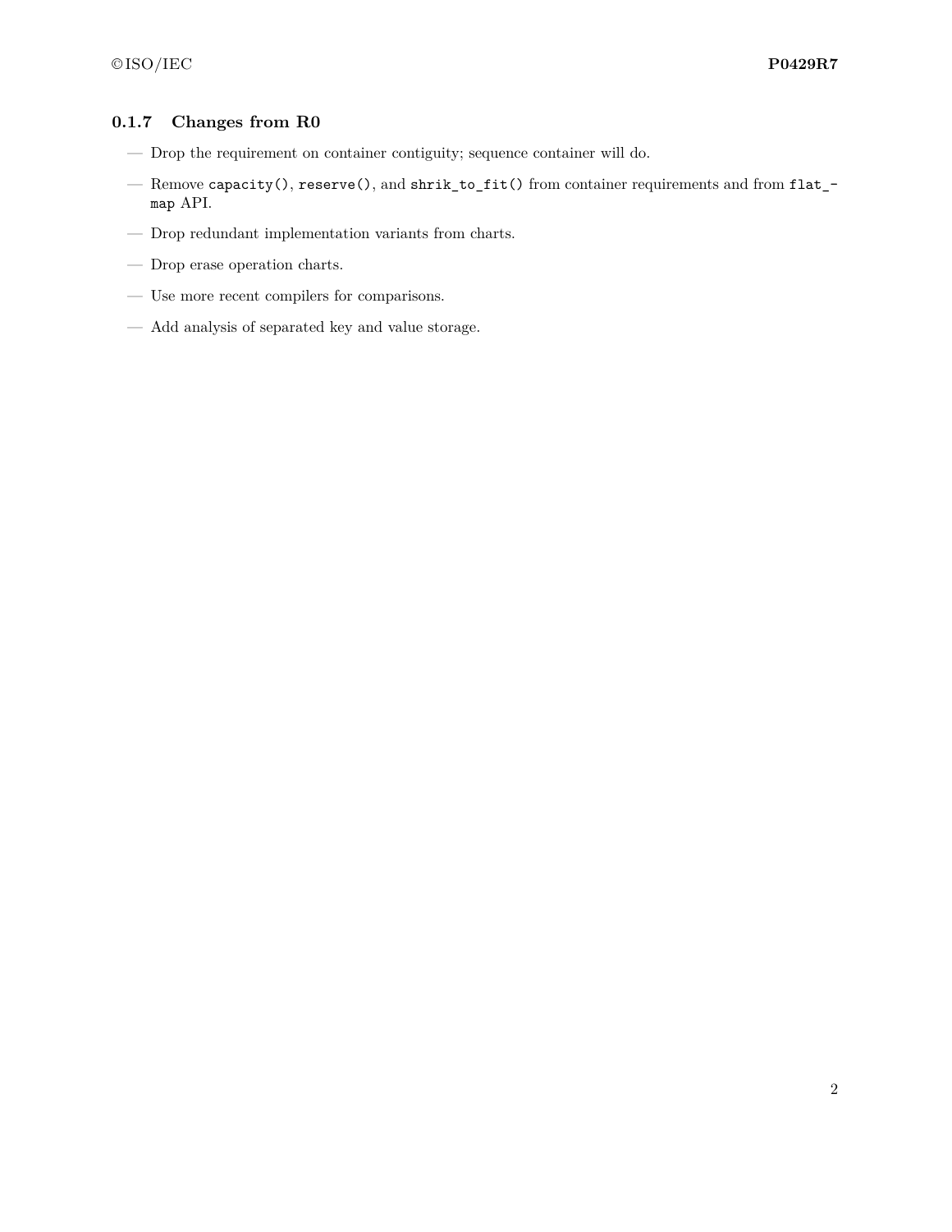### 0.1.7 Changes from R0

- Drop the requirement on container contiguity; sequence container will do.
- Remove `capacity()`, `reserve()`, and `shrik_to_fit()` from container requirements and from `flat_map` API.
- Drop redundant implementation variants from charts.
- Drop erase operation charts.
- Use more recent compilers for comparisons.
- Add analysis of separated key and value storage.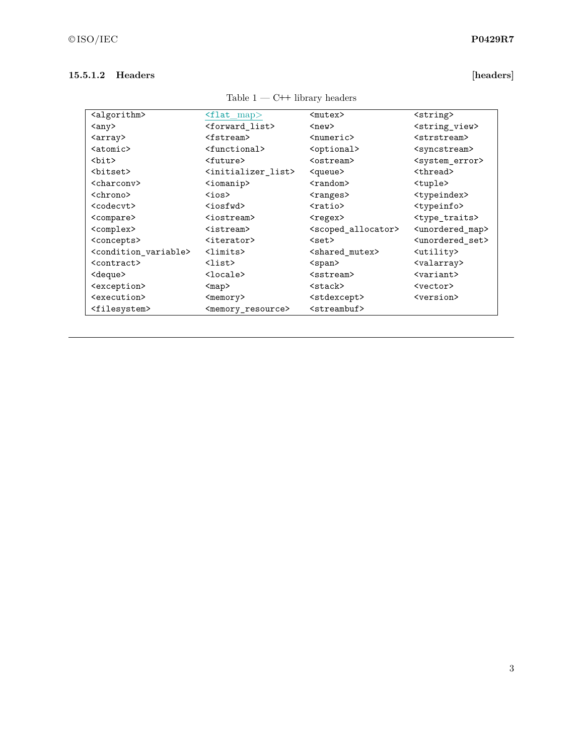#### 15.5.1.2 Headers [headers]

Table 1 — C++ library headers

| | | | |
|---|---|---|---|
| `<algorithm>` | `<flat_map>` | `<mutex>` | `<string>` |
| `<any>` | `<forward_list>` | `<new>` | `<string_view>` |
| `<array>` | `<fstream>` | `<numeric>` | `<strstream>` |
| `<atomic>` | `<functional>` | `<optional>` | `<syncstream>` |
| `<bit>` | `<future>` | `<ostream>` | `<system_error>` |
| `<bitset>` | `<initializer_list>` | `<queue>` | `<thread>` |
| `<charconv>` | `<iomanip>` | `<random>` | `<tuple>` |
| `<chrono>` | `<ios>` | `<ranges>` | `<typeindex>` |
| `<codecvt>` | `<iosfwd>` | `<ratio>` | `<typeinfo>` |
| `<compare>` | `<iostream>` | `<regex>` | `<type_traits>` |
| `<complex>` | `<istream>` | `<scoped_allocator>` | `<unordered_map>` |
| `<concepts>` | `<iterator>` | `<set>` | `<unordered_set>` |
| `<condition_variable>` | `<limits>` | `<shared_mutex>` | `<utility>` |
| `<contract>` | `<list>` | `<span>` | `<valarray>` |
| `<deque>` | `<locale>` | `<sstream>` | `<variant>` |
| `<exception>` | `<map>` | `<stack>` | `<vector>` |
| `<execution>` | `<memory>` | `<stdexcept>` | `<version>` |
| `<filesystem>` | `<memory_resource>` | `<streambuf>` | |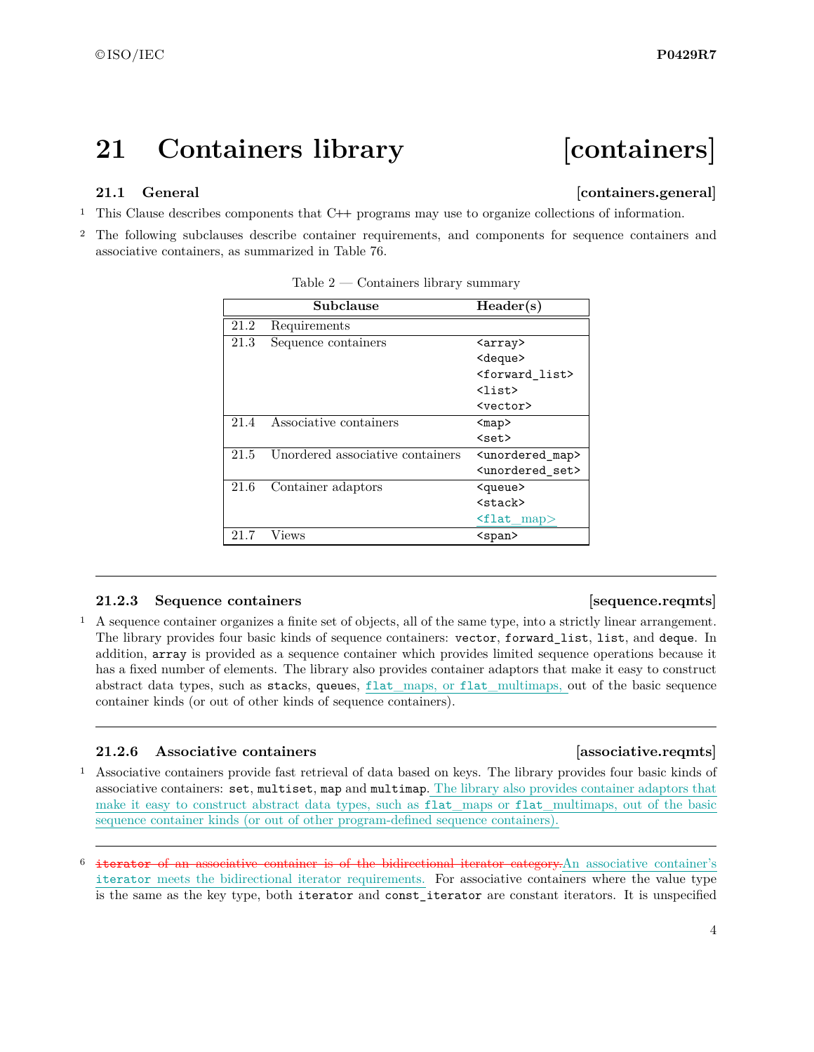# 21 Containers library [containers]

## 21.1 General [containers.general]

1 This Clause describes components that C++ programs may use to organize collections of information.

2 The following subclauses describe container requirements, and components for sequence containers and associative containers, as summarized in Table 76.

Table 2 — Containers library summary

| | Subclause | Header(s) |
|---|---|---|
| 21.2 | Requirements | |
| 21.3 | Sequence containers | `<array>` `<deque>` `<forward_list>` `<list>` `<vector>` |
| 21.4 | Associative containers | `<map>` `<set>` |
| 21.5 | Unordered associative containers | `<unordered_map>` `<unordered_set>` |
| 21.6 | Container adaptors | `<queue>` `<stack>` `<flat_map>` |
| 21.7 | Views | `<span>` |

---

### 21.2.3 Sequence containers [sequence.reqmts]

1 A sequence container organizes a finite set of objects, all of the same type, into a strictly linear arrangement. The library provides four basic kinds of sequence containers: `vector`, `forward_list`, `list`, and `deque`. In addition, `array` is provided as a sequence container which provides limited sequence operations because it has a fixed number of elements. The library also provides container adaptors that make it easy to construct abstract data types, such as `stack`s, `queue`s, `flat_map`s, or `flat_multimap`s, out of the basic sequence container kinds (or out of other kinds of sequence containers).

---

### 21.2.6 Associative containers [associative.reqmts]

1 Associative containers provide fast retrieval of data based on keys. The library provides four basic kinds of associative containers: `set`, `multiset`, `map` and `multimap`. The library also provides container adaptors that make it easy to construct abstract data types, such as `flat_map`s or `flat_multimap`s, out of the basic sequence container kinds (or out of other program-defined sequence containers).

---

6 ~~`iterator` of an associative container is of the bidirectional iterator category.~~An associative container's `iterator` meets the bidirectional iterator requirements. For associative containers where the value type is the same as the key type, both `iterator` and `const_iterator` are constant iterators. It is unspecified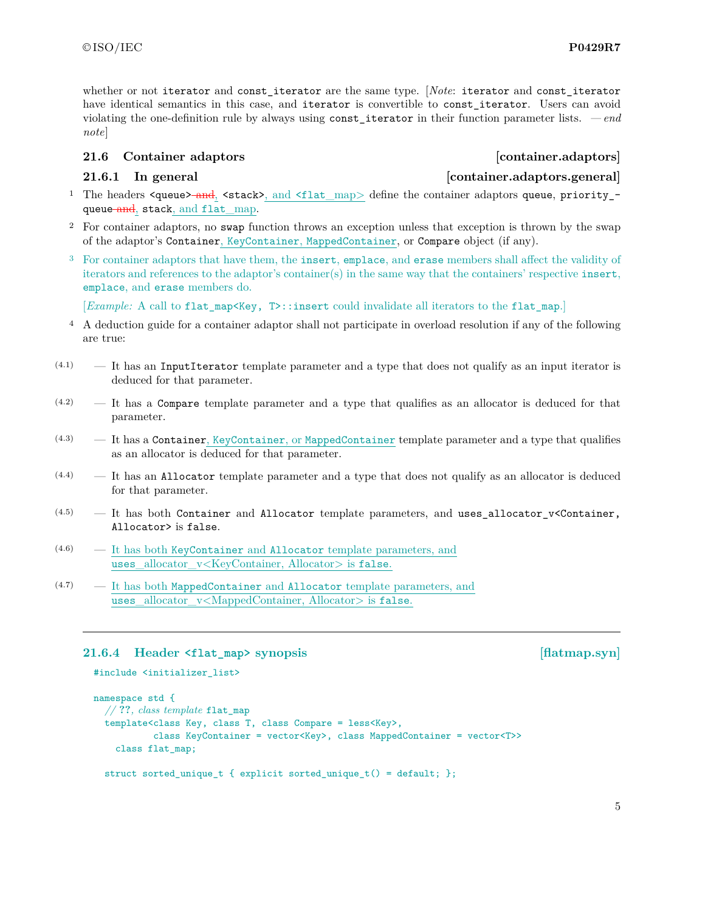whether or not `iterator` and `const_iterator` are the same type. [*Note*: `iterator` and `const_iterator` have identical semantics in this case, and `iterator` is convertible to `const_iterator`. Users can avoid violating the one-definition rule by always using `const_iterator` in their function parameter lists. — *end note*]

## 21.6 Container adaptors [container.adaptors]

### 21.6.1 In general [container.adaptors.general]

1 The headers `<queue>` ~~and~~, `<stack>`, and `<flat_map>` define the container adaptors `queue`, `priority_queue` ~~and~~, `stack`, and `flat_map`.

2 For container adaptors, no `swap` function throws an exception unless that exception is thrown by the swap of the adaptor's `Container`, `KeyContainer`, `MappedContainer`, or `Compare` object (if any).

3 For container adaptors that have them, the `insert`, `emplace`, and `erase` members shall affect the validity of iterators and references to the adaptor's container(s) in the same way that the containers' respective `insert`, `emplace`, and `erase` members do.

[*Example:* A call to `flat_map<Key, T>::insert` could invalidate all iterators to the `flat_map`.]

4 A deduction guide for a container adaptor shall not participate in overload resolution if any of the following are true:

- (4.1) — It has an `InputIterator` template parameter and a type that does not qualify as an input iterator is deduced for that parameter.
- (4.2) — It has a `Compare` template parameter and a type that qualifies as an allocator is deduced for that parameter.
- (4.3) — It has a `Container`, `KeyContainer`, or `MappedContainer` template parameter and a type that qualifies as an allocator is deduced for that parameter.
- (4.4) — It has an `Allocator` template parameter and a type that does not qualify as an allocator is deduced for that parameter.
- (4.5) — It has both `Container` and `Allocator` template parameters, and `uses_allocator_v<Container, Allocator>` is `false`.
- (4.6) — It has both `KeyContainer` and `Allocator` template parameters, and uses_allocator_v<KeyContainer, Allocator> is `false`.
- (4.7) — It has both `MappedContainer` and `Allocator` template parameters, and uses_allocator_v<MappedContainer, Allocator> is `false`.

---

### 21.6.4 Header `<flat_map>` synopsis [flatmap.syn]

```
#include <initializer_list>

namespace std {
  // ??, class template flat_map
  template<class Key, class T, class Compare = less<Key>,
           class KeyContainer = vector<Key>, class MappedContainer = vector<T>>
    class flat_map;

  struct sorted_unique_t { explicit sorted_unique_t() = default; };
```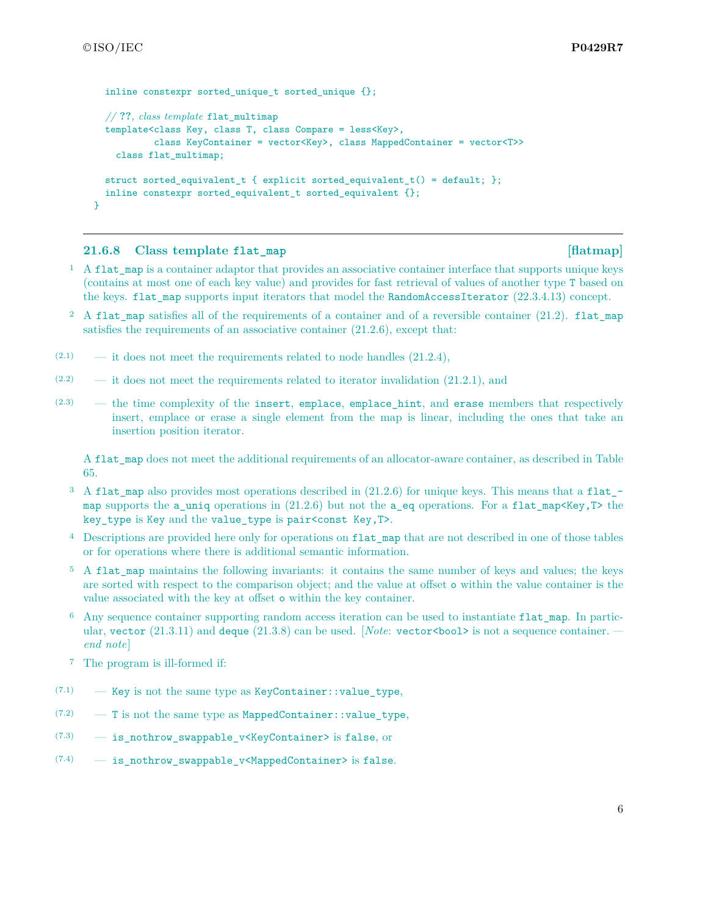```
  inline constexpr sorted_unique_t sorted_unique {};

  // ??, class template flat_multimap
  template<class Key, class T, class Compare = less<Key>,
           class KeyContainer = vector<Key>, class MappedContainer = vector<T>>
    class flat_multimap;

  struct sorted_equivalent_t { explicit sorted_equivalent_t() = default; };
  inline constexpr sorted_equivalent_t sorted_equivalent {};
}
```

### 21.6.8 Class template `flat_map` [flatmap]

1 A `flat_map` is a container adaptor that provides an associative container interface that supports unique keys (contains at most one of each key value) and provides for fast retrieval of values of another type `T` based on the keys. `flat_map` supports input iterators that model the `RandomAccessIterator` (22.3.4.13) concept.

2 A `flat_map` satisfies all of the requirements of a container and of a reversible container (21.2). `flat_map` satisfies the requirements of an associative container (21.2.6), except that:

- (2.1) — it does not meet the requirements related to node handles (21.2.4),
- (2.2) — it does not meet the requirements related to iterator invalidation (21.2.1), and
- (2.3) — the time complexity of the `insert`, `emplace`, `emplace_hint`, and `erase` members that respectively insert, emplace or erase a single element from the map is linear, including the ones that take an insertion position iterator.

A `flat_map` does not meet the additional requirements of an allocator-aware container, as described in Table 65.

3 A `flat_map` also provides most operations described in (21.2.6) for unique keys. This means that a `flat_map` supports the `a_uniq` operations in (21.2.6) but not the `a_eq` operations. For a `flat_map<Key,T>` the `key_type` is `Key` and the `value_type` is `pair<const Key,T>`.

4 Descriptions are provided here only for operations on `flat_map` that are not described in one of those tables or for operations where there is additional semantic information.

5 A `flat_map` maintains the following invariants: it contains the same number of keys and values; the keys are sorted with respect to the comparison object; and the value at offset `o` within the value container is the value associated with the key at offset `o` within the key container.

6 Any sequence container supporting random access iteration can be used to instantiate `flat_map`. In particular, `vector` (21.3.11) and `deque` (21.3.8) can be used. [*Note*: `vector<bool>` is not a sequence container. — *end note*]

7 The program is ill-formed if:

- (7.1) — `Key` is not the same type as `KeyContainer::value_type`,
- (7.2) — `T` is not the same type as `MappedContainer::value_type`,
- (7.3) — `is_nothrow_swappable_v<KeyContainer>` is `false`, or
- (7.4) — `is_nothrow_swappable_v<MappedContainer>` is `false`.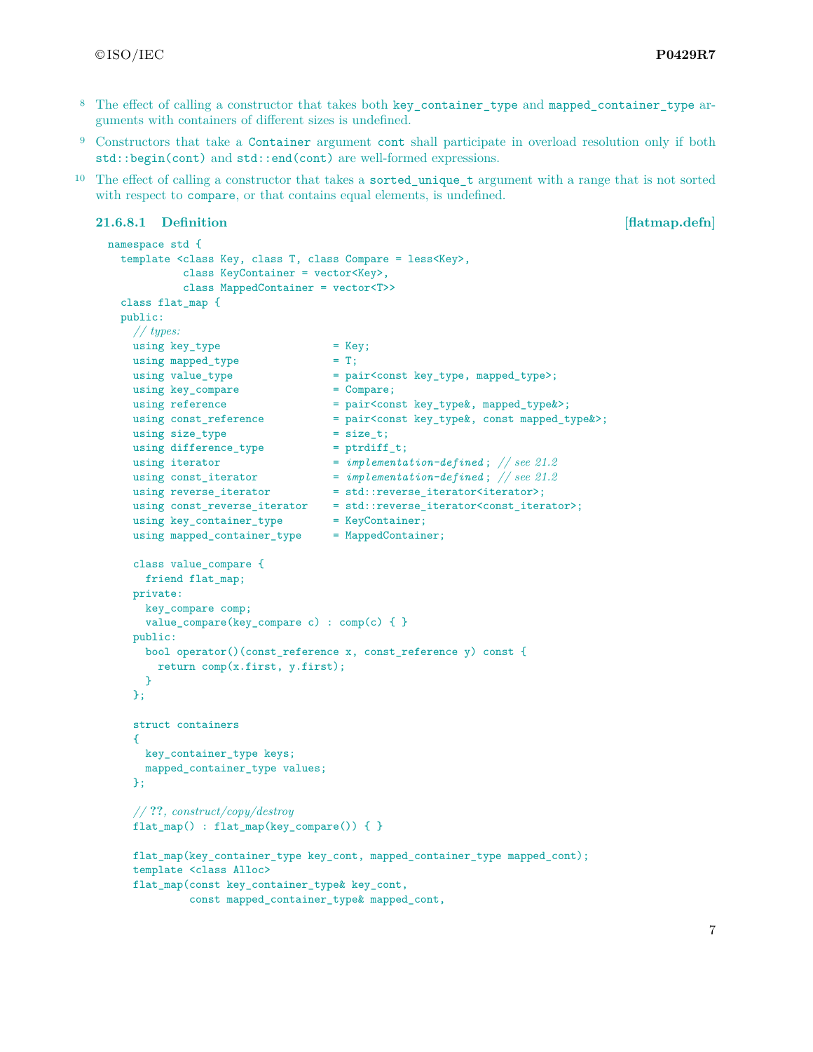[8] The effect of calling a constructor that takes both `key_container_type` and `mapped_container_type` arguments with containers of different sizes is undefined.

[9] Constructors that take a `Container` argument `cont` shall participate in overload resolution only if both `std::begin(cont)` and `std::end(cont)` are well-formed expressions.

[10] The effect of calling a constructor that takes a `sorted_unique_t` argument with a range that is not sorted with respect to `compare`, or that contains equal elements, is undefined.

### 21.6.8.1 Definition [flatmap.defn]

```
namespace std {
  template <class Key, class T, class Compare = less<Key>,
            class KeyContainer = vector<Key>,
            class MappedContainer = vector<T>>
  class flat_map {
  public:
    // types:
    using key_type                = Key;
    using mapped_type             = T;
    using value_type              = pair<const key_type, mapped_type>;
    using key_compare             = Compare;
    using reference               = pair<const key_type&, mapped_type&>;
    using const_reference         = pair<const key_type&, const mapped_type&>;
    using size_type               = size_t;
    using difference_type         = ptrdiff_t;
    using iterator                = implementation-defined; // see 21.2
    using const_iterator          = implementation-defined; // see 21.2
    using reverse_iterator        = std::reverse_iterator<iterator>;
    using const_reverse_iterator  = std::reverse_iterator<const_iterator>;
    using key_container_type      = KeyContainer;
    using mapped_container_type   = MappedContainer;

    class value_compare {
      friend flat_map;
    private:
      key_compare comp;
      value_compare(key_compare c) : comp(c) { }
    public:
      bool operator()(const_reference x, const_reference y) const {
        return comp(x.first, y.first);
      }
    };

    struct containers
    {
      key_container_type keys;
      mapped_container_type values;
    };

    // ??, construct/copy/destroy
    flat_map() : flat_map(key_compare()) { }

    flat_map(key_container_type key_cont, mapped_container_type mapped_cont);
    template <class Alloc>
    flat_map(const key_container_type& key_cont,
             const mapped_container_type& mapped_cont,
```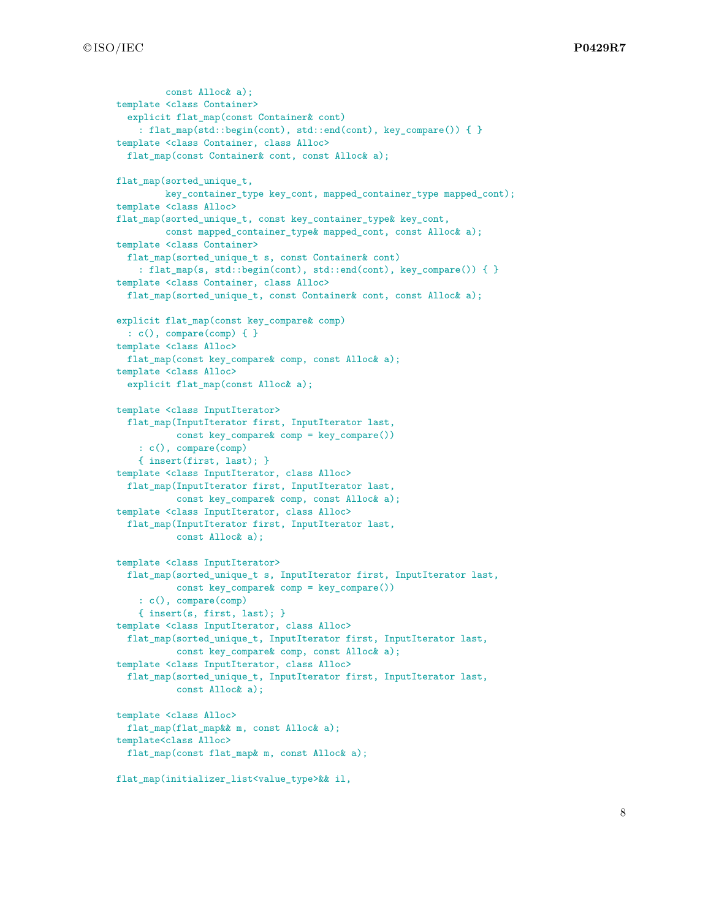```
          const Alloc& a);
template <class Container>
  explicit flat_map(const Container& cont)
    : flat_map(std::begin(cont), std::end(cont), key_compare()) { }
template <class Container, class Alloc>
  flat_map(const Container& cont, const Alloc& a);

flat_map(sorted_unique_t,
         key_container_type key_cont, mapped_container_type mapped_cont);
template <class Alloc>
flat_map(sorted_unique_t, const key_container_type& key_cont,
         const mapped_container_type& mapped_cont, const Alloc& a);
template <class Container>
  flat_map(sorted_unique_t s, const Container& cont)
    : flat_map(s, std::begin(cont), std::end(cont), key_compare()) { }
template <class Container, class Alloc>
  flat_map(sorted_unique_t, const Container& cont, const Alloc& a);

explicit flat_map(const key_compare& comp)
  : c(), compare(comp) { }
template <class Alloc>
  flat_map(const key_compare& comp, const Alloc& a);
template <class Alloc>
  explicit flat_map(const Alloc& a);

template <class InputIterator>
  flat_map(InputIterator first, InputIterator last,
           const key_compare& comp = key_compare())
    : c(), compare(comp)
    { insert(first, last); }
template <class InputIterator, class Alloc>
  flat_map(InputIterator first, InputIterator last,
           const key_compare& comp, const Alloc& a);
template <class InputIterator, class Alloc>
  flat_map(InputIterator first, InputIterator last,
           const Alloc& a);

template <class InputIterator>
  flat_map(sorted_unique_t s, InputIterator first, InputIterator last,
           const key_compare& comp = key_compare())
    : c(), compare(comp)
    { insert(s, first, last); }
template <class InputIterator, class Alloc>
  flat_map(sorted_unique_t, InputIterator first, InputIterator last,
           const key_compare& comp, const Alloc& a);
template <class InputIterator, class Alloc>
  flat_map(sorted_unique_t, InputIterator first, InputIterator last,
           const Alloc& a);

template <class Alloc>
  flat_map(flat_map&& m, const Alloc& a);
template<class Alloc>
  flat_map(const flat_map& m, const Alloc& a);

flat_map(initializer_list<value_type>&& il,
```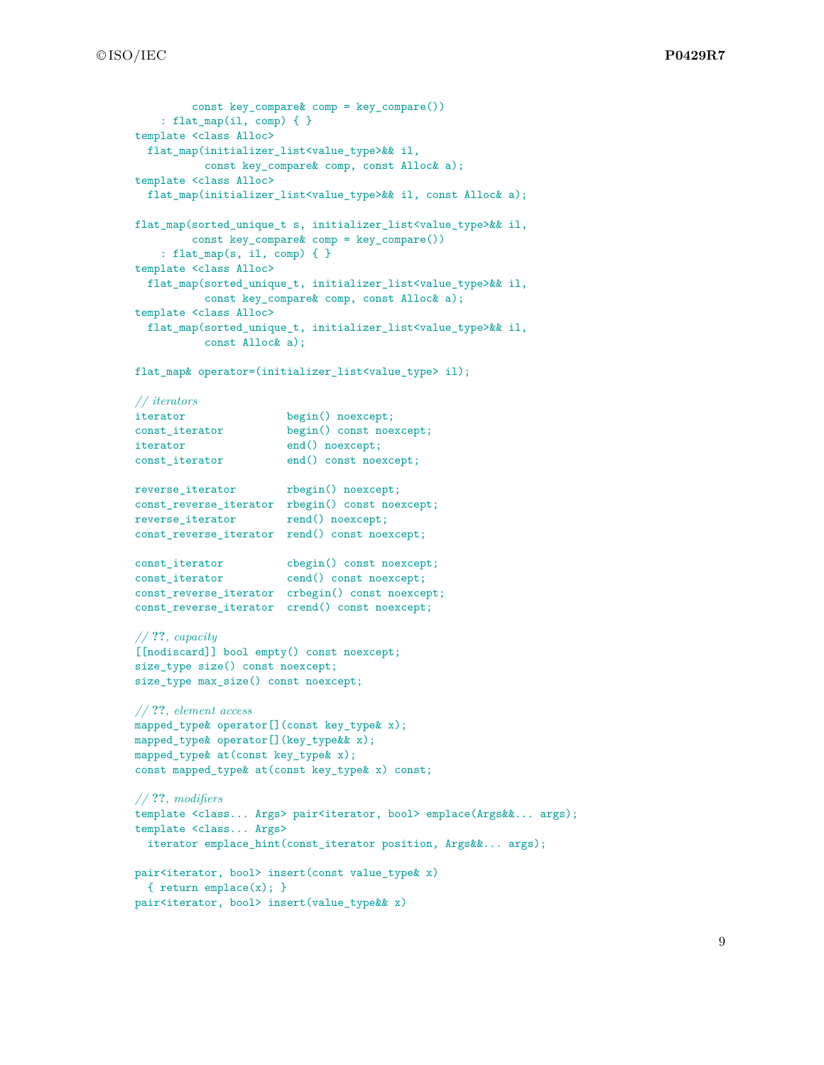```
        const key_compare& comp = key_compare())
    : flat_map(il, comp) { }
template <class Alloc>
  flat_map(initializer_list<value_type>&& il,
           const key_compare& comp, const Alloc& a);
template <class Alloc>
  flat_map(initializer_list<value_type>&& il, const Alloc& a);

flat_map(sorted_unique_t s, initializer_list<value_type>&& il,
        const key_compare& comp = key_compare())
    : flat_map(s, il, comp) { }
template <class Alloc>
  flat_map(sorted_unique_t, initializer_list<value_type>&& il,
           const key_compare& comp, const Alloc& a);
template <class Alloc>
  flat_map(sorted_unique_t, initializer_list<value_type>&& il,
           const Alloc& a);

flat_map& operator=(initializer_list<value_type> il);

// iterators
iterator               begin() noexcept;
const_iterator         begin() const noexcept;
iterator               end() noexcept;
const_iterator         end() const noexcept;

reverse_iterator       rbegin() noexcept;
const_reverse_iterator rbegin() const noexcept;
reverse_iterator       rend() noexcept;
const_reverse_iterator rend() const noexcept;

const_iterator         cbegin() const noexcept;
const_iterator         cend() const noexcept;
const_reverse_iterator crbegin() const noexcept;
const_reverse_iterator crend() const noexcept;

// ??, capacity
[[nodiscard]] bool empty() const noexcept;
size_type size() const noexcept;
size_type max_size() const noexcept;

// ??, element access
mapped_type& operator[](const key_type& x);
mapped_type& operator[](key_type&& x);
mapped_type& at(const key_type& x);
const mapped_type& at(const key_type& x) const;

// ??, modifiers
template <class... Args> pair<iterator, bool> emplace(Args&&... args);
template <class... Args>
  iterator emplace_hint(const_iterator position, Args&&... args);

pair<iterator, bool> insert(const value_type& x)
  { return emplace(x); }
pair<iterator, bool> insert(value_type&& x)
```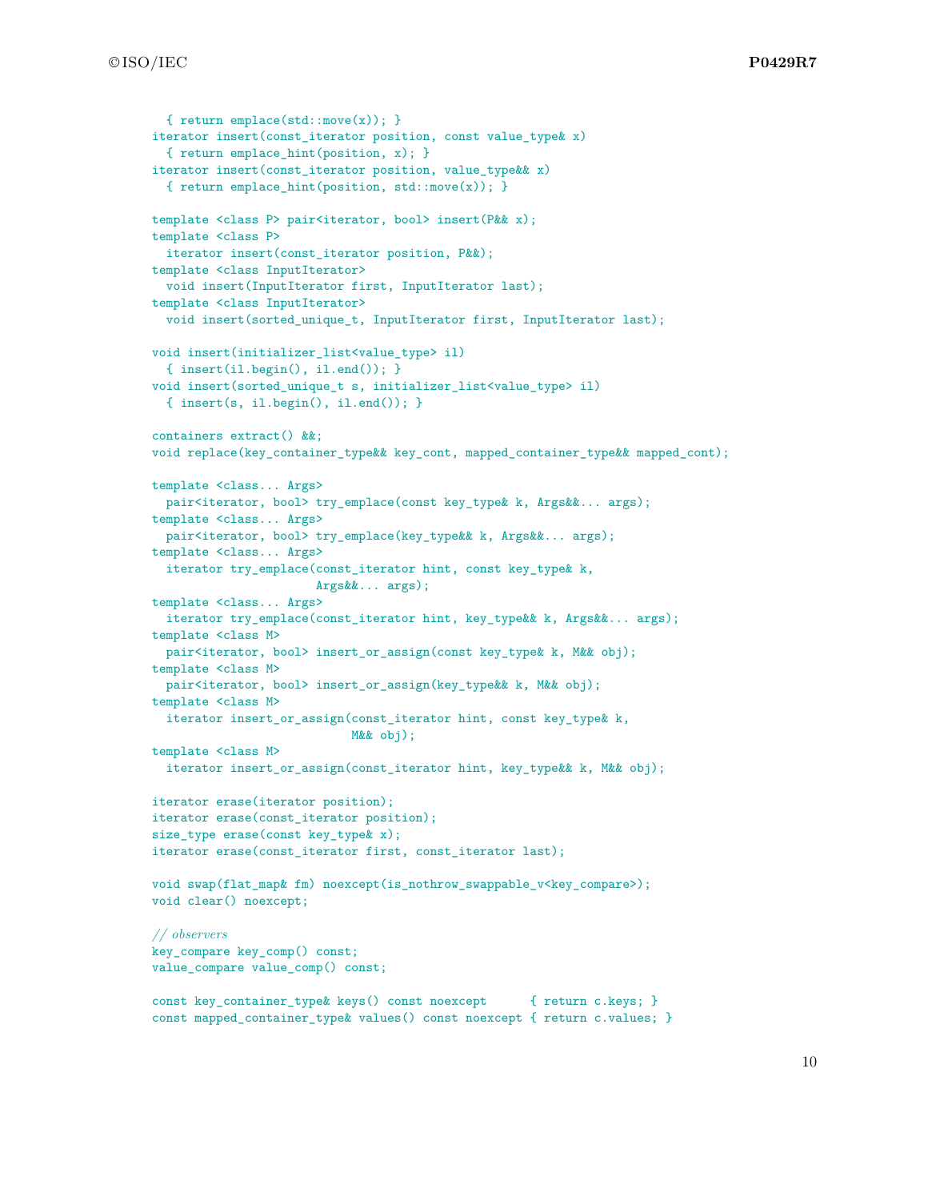```
  { return emplace(std::move(x)); }
iterator insert(const_iterator position, const value_type& x)
  { return emplace_hint(position, x); }
iterator insert(const_iterator position, value_type&& x)
  { return emplace_hint(position, std::move(x)); }

template <class P> pair<iterator, bool> insert(P&& x);
template <class P>
  iterator insert(const_iterator position, P&&);
template <class InputIterator>
  void insert(InputIterator first, InputIterator last);
template <class InputIterator>
  void insert(sorted_unique_t, InputIterator first, InputIterator last);

void insert(initializer_list<value_type> il)
  { insert(il.begin(), il.end()); }
void insert(sorted_unique_t s, initializer_list<value_type> il)
  { insert(s, il.begin(), il.end()); }

containers extract() &&;
void replace(key_container_type&& key_cont, mapped_container_type&& mapped_cont);

template <class... Args>
  pair<iterator, bool> try_emplace(const key_type& k, Args&&... args);
template <class... Args>
  pair<iterator, bool> try_emplace(key_type&& k, Args&&... args);
template <class... Args>
  iterator try_emplace(const_iterator hint, const key_type& k,
                       Args&&... args);
template <class... Args>
  iterator try_emplace(const_iterator hint, key_type&& k, Args&&... args);
template <class M>
  pair<iterator, bool> insert_or_assign(const key_type& k, M&& obj);
template <class M>
  pair<iterator, bool> insert_or_assign(key_type&& k, M&& obj);
template <class M>
  iterator insert_or_assign(const_iterator hint, const key_type& k,
                            M&& obj);
template <class M>
  iterator insert_or_assign(const_iterator hint, key_type&& k, M&& obj);

iterator erase(iterator position);
iterator erase(const_iterator position);
size_type erase(const key_type& x);
iterator erase(const_iterator first, const_iterator last);

void swap(flat_map& fm) noexcept(is_nothrow_swappable_v<key_compare>);
void clear() noexcept;

// observers
key_compare key_comp() const;
value_compare value_comp() const;

const key_container_type& keys() const noexcept      { return c.keys; }
const mapped_container_type& values() const noexcept { return c.values; }
```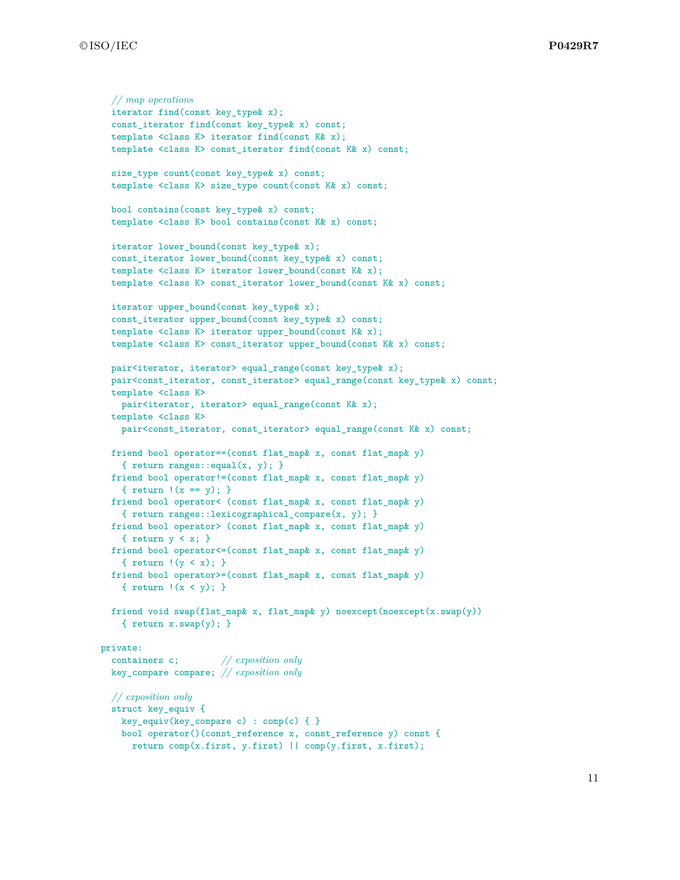```
    // map operations
    iterator find(const key_type& x);
    const_iterator find(const key_type& x) const;
    template <class K> iterator find(const K& x);
    template <class K> const_iterator find(const K& x) const;

    size_type count(const key_type& x) const;
    template <class K> size_type count(const K& x) const;

    bool contains(const key_type& x) const;
    template <class K> bool contains(const K& x) const;

    iterator lower_bound(const key_type& x);
    const_iterator lower_bound(const key_type& x) const;
    template <class K> iterator lower_bound(const K& x);
    template <class K> const_iterator lower_bound(const K& x) const;

    iterator upper_bound(const key_type& x);
    const_iterator upper_bound(const key_type& x) const;
    template <class K> iterator upper_bound(const K& x);
    template <class K> const_iterator upper_bound(const K& x) const;

    pair<iterator, iterator> equal_range(const key_type& x);
    pair<const_iterator, const_iterator> equal_range(const key_type& x) const;
    template <class K>
      pair<iterator, iterator> equal_range(const K& x);
    template <class K>
      pair<const_iterator, const_iterator> equal_range(const K& x) const;

    friend bool operator==(const flat_map& x, const flat_map& y)
      { return ranges::equal(x, y); }
    friend bool operator!=(const flat_map& x, const flat_map& y)
      { return !(x == y); }
    friend bool operator< (const flat_map& x, const flat_map& y)
      { return ranges::lexicographical_compare(x, y); }
    friend bool operator> (const flat_map& x, const flat_map& y)
      { return y < x; }
    friend bool operator<=(const flat_map& x, const flat_map& y)
      { return !(y < x); }
    friend bool operator>=(const flat_map& x, const flat_map& y)
      { return !(x < y); }

    friend void swap(flat_map& x, flat_map& y) noexcept(noexcept(x.swap(y))
      { return x.swap(y); }

  private:
    containers c;        // exposition only
    key_compare compare; // exposition only

    // exposition only
    struct key_equiv {
      key_equiv(key_compare c) : comp(c) { }
      bool operator()(const_reference x, const_reference y) const {
        return comp(x.first, y.first) || comp(y.first, x.first);
```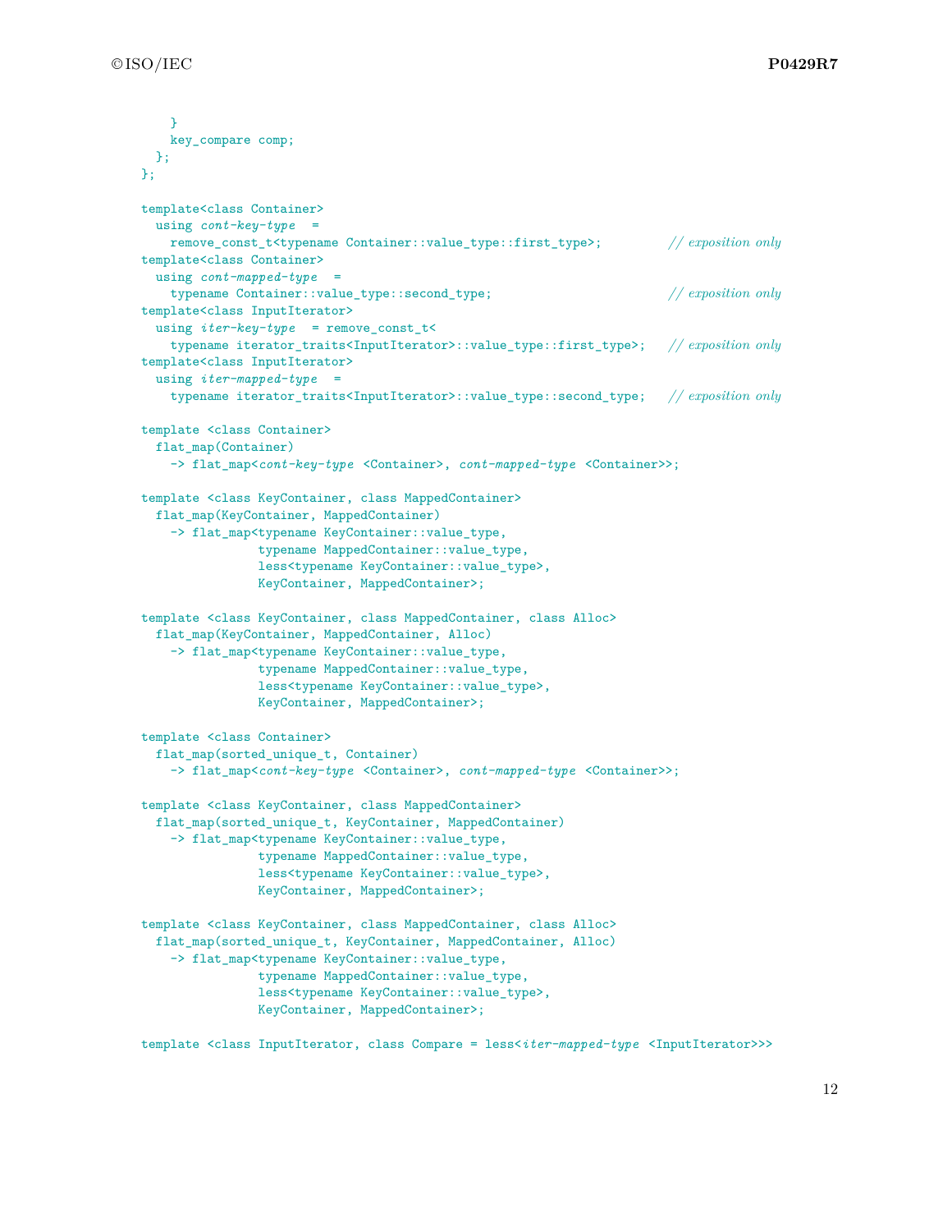```
    }
    key_compare comp;
  };
};

template<class Container>
  using cont-key-type  =
    remove_const_t<typename Container::value_type::first_type>;          // exposition only
template<class Container>
  using cont-mapped-type  =
    typename Container::value_type::second_type;                         // exposition only
template<class InputIterator>
  using iter-key-type  = remove_const_t<
    typename iterator_traits<InputIterator>::value_type::first_type>;   // exposition only
template<class InputIterator>
  using iter-mapped-type  =
    typename iterator_traits<InputIterator>::value_type::second_type;   // exposition only

template <class Container>
  flat_map(Container)
    -> flat_map<cont-key-type <Container>, cont-mapped-type <Container>>;

template <class KeyContainer, class MappedContainer>
  flat_map(KeyContainer, MappedContainer)
    -> flat_map<typename KeyContainer::value_type,
                typename MappedContainer::value_type,
                less<typename KeyContainer::value_type>,
                KeyContainer, MappedContainer>;

template <class KeyContainer, class MappedContainer, class Alloc>
  flat_map(KeyContainer, MappedContainer, Alloc)
    -> flat_map<typename KeyContainer::value_type,
                typename MappedContainer::value_type,
                less<typename KeyContainer::value_type>,
                KeyContainer, MappedContainer>;

template <class Container>
  flat_map(sorted_unique_t, Container)
    -> flat_map<cont-key-type <Container>, cont-mapped-type <Container>>;

template <class KeyContainer, class MappedContainer>
  flat_map(sorted_unique_t, KeyContainer, MappedContainer)
    -> flat_map<typename KeyContainer::value_type,
                typename MappedContainer::value_type,
                less<typename KeyContainer::value_type>,
                KeyContainer, MappedContainer>;

template <class KeyContainer, class MappedContainer, class Alloc>
  flat_map(sorted_unique_t, KeyContainer, MappedContainer, Alloc)
    -> flat_map<typename KeyContainer::value_type,
                typename MappedContainer::value_type,
                less<typename KeyContainer::value_type>,
                KeyContainer, MappedContainer>;

template <class InputIterator, class Compare = less<iter-mapped-type <InputIterator>>>
```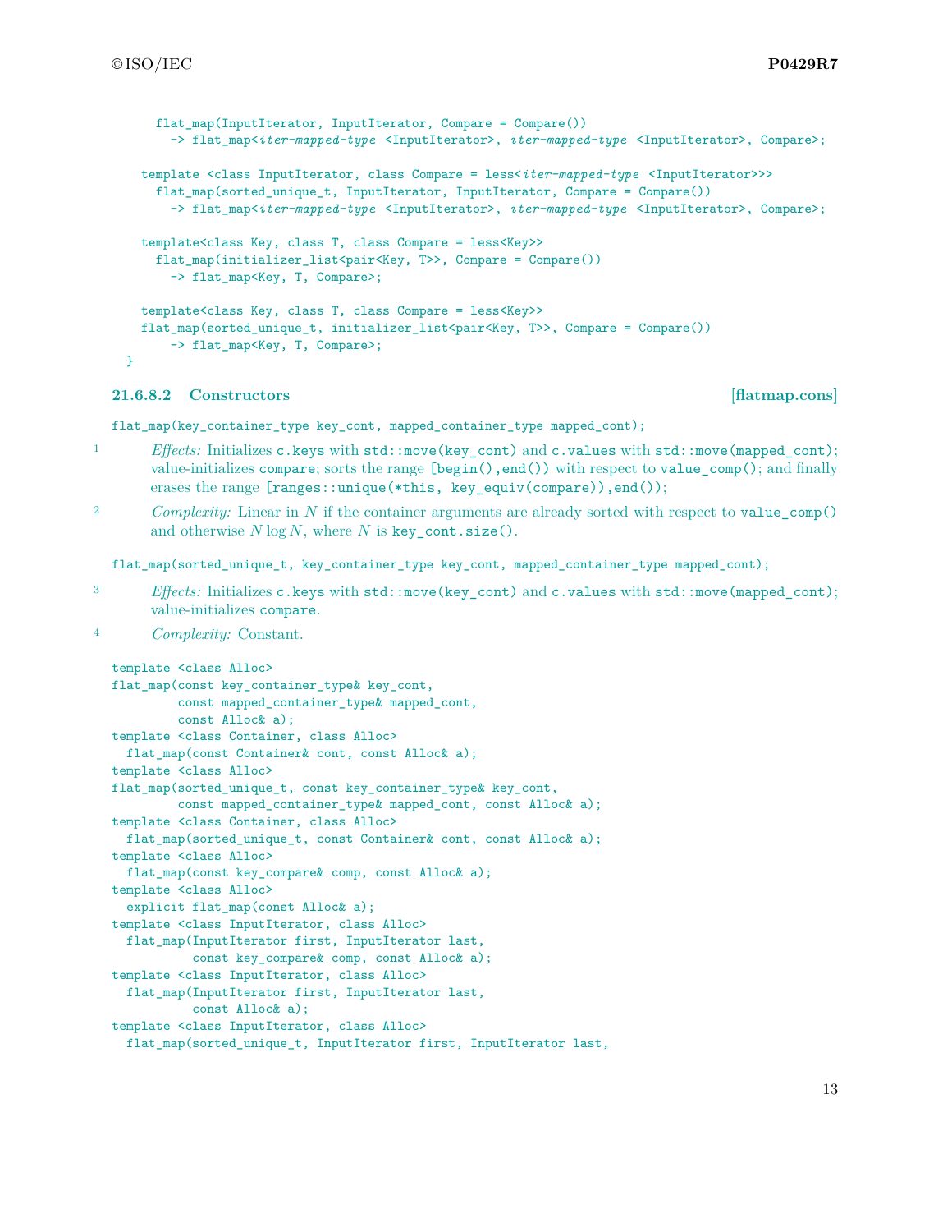```
    flat_map(InputIterator, InputIterator, Compare = Compare())
      -> flat_map<iter-mapped-type <InputIterator>, iter-mapped-type <InputIterator>, Compare>;

  template <class InputIterator, class Compare = less<iter-mapped-type <InputIterator>>>
    flat_map(sorted_unique_t, InputIterator, InputIterator, Compare = Compare())
      -> flat_map<iter-mapped-type <InputIterator>, iter-mapped-type <InputIterator>, Compare>;

  template<class Key, class T, class Compare = less<Key>>
    flat_map(initializer_list<pair<Key, T>>, Compare = Compare())
      -> flat_map<Key, T, Compare>;

  template<class Key, class T, class Compare = less<Key>>
  flat_map(sorted_unique_t, initializer_list<pair<Key, T>>, Compare = Compare())
      -> flat_map<Key, T, Compare>;
}
```

### 21.6.8.2 Constructors [flatmap.cons]

```
flat_map(key_container_type key_cont, mapped_container_type mapped_cont);
```

1 *Effects:* Initializes `c.keys` with `std::move(key_cont)` and `c.values` with `std::move(mapped_cont)`; value-initializes `compare`; sorts the range `[begin(),end())` with respect to `value_comp()`; and finally erases the range `[ranges::unique(*this, key_equiv(compare)),end())`;

2 *Complexity:* Linear in $N$ if the container arguments are already sorted with respect to `value_comp()` and otherwise $N \log N$, where $N$ is `key_cont.size()`.

```
flat_map(sorted_unique_t, key_container_type key_cont, mapped_container_type mapped_cont);
```

3 *Effects:* Initializes `c.keys` with `std::move(key_cont)` and `c.values` with `std::move(mapped_cont)`; value-initializes `compare`.

4 *Complexity:* Constant.

```
template <class Alloc>
flat_map(const key_container_type& key_cont,
         const mapped_container_type& mapped_cont,
         const Alloc& a);
template <class Container, class Alloc>
  flat_map(const Container& cont, const Alloc& a);
template <class Alloc>
flat_map(sorted_unique_t, const key_container_type& key_cont,
         const mapped_container_type& mapped_cont, const Alloc& a);
template <class Container, class Alloc>
  flat_map(sorted_unique_t, const Container& cont, const Alloc& a);
template <class Alloc>
  flat_map(const key_compare& comp, const Alloc& a);
template <class Alloc>
  explicit flat_map(const Alloc& a);
template <class InputIterator, class Alloc>
  flat_map(InputIterator first, InputIterator last,
           const key_compare& comp, const Alloc& a);
template <class InputIterator, class Alloc>
  flat_map(InputIterator first, InputIterator last,
           const Alloc& a);
template <class InputIterator, class Alloc>
  flat_map(sorted_unique_t, InputIterator first, InputIterator last,
```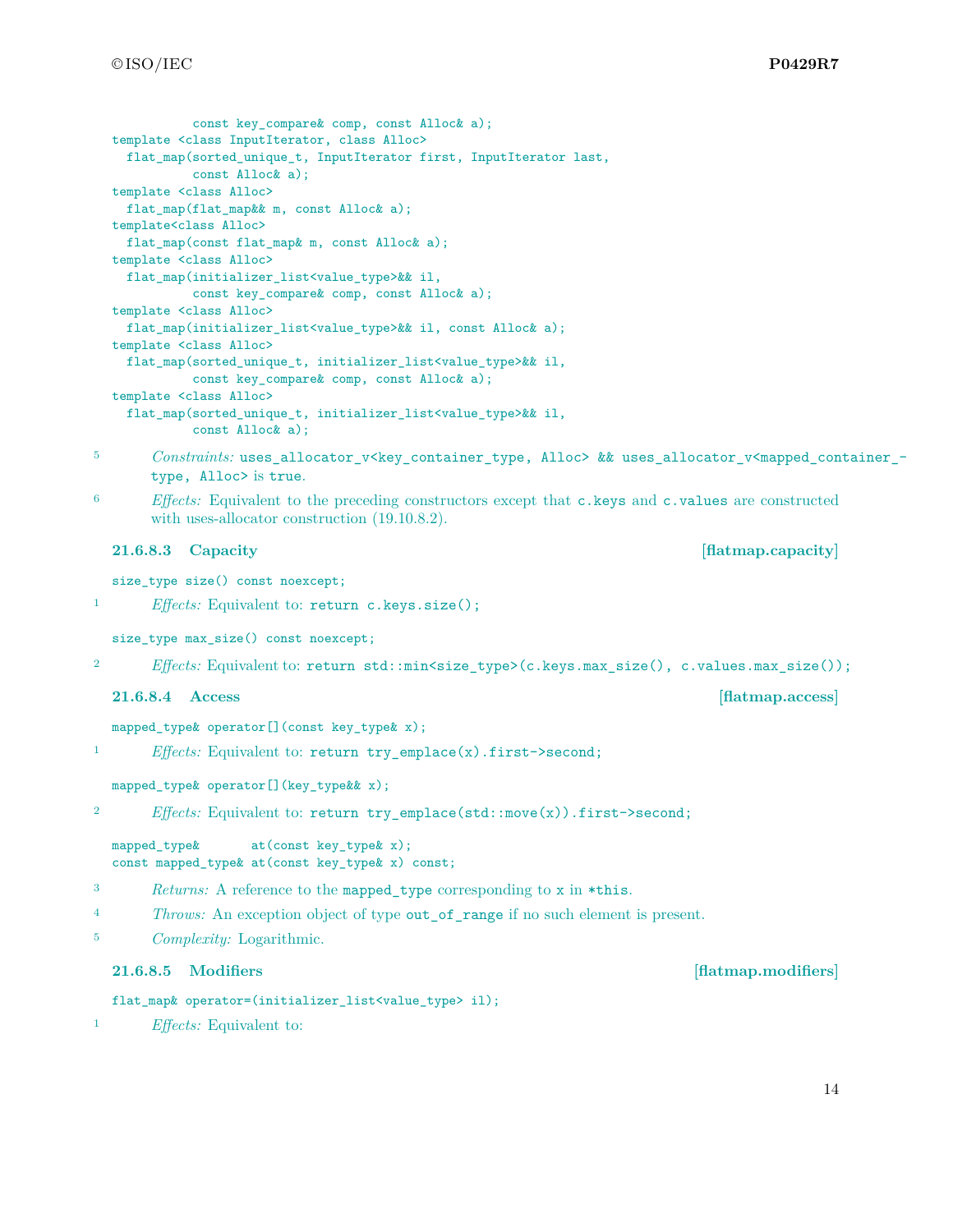```
           const key_compare& comp, const Alloc& a);
template <class InputIterator, class Alloc>
  flat_map(sorted_unique_t, InputIterator first, InputIterator last,
           const Alloc& a);
template <class Alloc>
  flat_map(flat_map&& m, const Alloc& a);
template<class Alloc>
  flat_map(const flat_map& m, const Alloc& a);
template <class Alloc>
  flat_map(initializer_list<value_type>&& il,
           const key_compare& comp, const Alloc& a);
template <class Alloc>
  flat_map(initializer_list<value_type>&& il, const Alloc& a);
template <class Alloc>
  flat_map(sorted_unique_t, initializer_list<value_type>&& il,
           const key_compare& comp, const Alloc& a);
template <class Alloc>
  flat_map(sorted_unique_t, initializer_list<value_type>&& il,
           const Alloc& a);
```

5 *Constraints:* `uses_allocator_v<key_container_type, Alloc> && uses_allocator_v<mapped_container_type, Alloc>` is `true`.

6 *Effects:* Equivalent to the preceding constructors except that `c.keys` and `c.values` are constructed with uses-allocator construction (19.10.8.2).

### 21.6.8.3 Capacity [flatmap.capacity]

```
size_type size() const noexcept;
```

1 *Effects:* Equivalent to: `return c.keys.size();`

```
size_type max_size() const noexcept;
```

2 *Effects:* Equivalent to: `return std::min<size_type>(c.keys.max_size(), c.values.max_size());`

### 21.6.8.4 Access [flatmap.access]

```
mapped_type& operator[](const key_type& x);
```

1 *Effects:* Equivalent to: `return try_emplace(x).first->second;`

```
mapped_type& operator[](key_type&& x);
```

2 *Effects:* Equivalent to: `return try_emplace(std::move(x)).first->second;`

```
mapped_type&       at(const key_type& x);
const mapped_type& at(const key_type& x) const;
```

3 *Returns:* A reference to the `mapped_type` corresponding to `x` in `*this`.

4 *Throws:* An exception object of type `out_of_range` if no such element is present.

5 *Complexity:* Logarithmic.

### 21.6.8.5 Modifiers [flatmap.modifiers]

```
flat_map& operator=(initializer_list<value_type> il);
```

1 *Effects:* Equivalent to: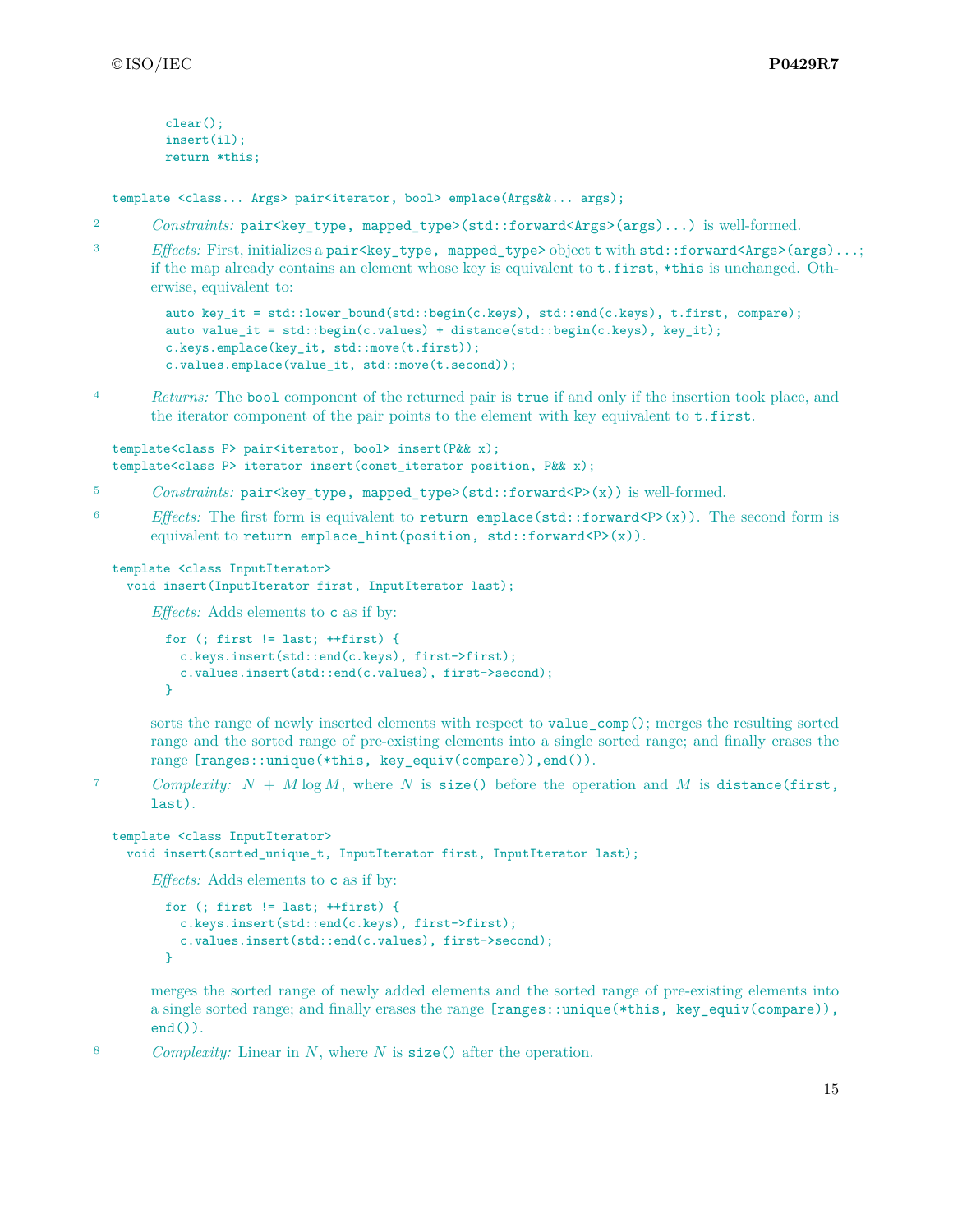```
clear();
insert(il);
return *this;
```

```
template <class... Args> pair<iterator, bool> emplace(Args&&... args);
```

2 *Constraints:* `pair<key_type, mapped_type>(std::forward<Args>(args)...)` is well-formed.

3 *Effects:* First, initializes a `pair<key_type, mapped_type>` object `t` with `std::forward<Args>(args)...`; if the map already contains an element whose key is equivalent to `t.first`, `*this` is unchanged. Otherwise, equivalent to:

```
auto key_it = std::lower_bound(std::begin(c.keys), std::end(c.keys), t.first, compare);
auto value_it = std::begin(c.values) + distance(std::begin(c.keys), key_it);
c.keys.emplace(key_it, std::move(t.first));
c.values.emplace(value_it, std::move(t.second));
```

4 *Returns:* The `bool` component of the returned pair is `true` if and only if the insertion took place, and the iterator component of the pair points to the element with key equivalent to `t.first`.

```
template<class P> pair<iterator, bool> insert(P&& x);
template<class P> iterator insert(const_iterator position, P&& x);
```

5 *Constraints:* `pair<key_type, mapped_type>(std::forward<P>(x))` is well-formed.

6 *Effects:* The first form is equivalent to `return emplace(std::forward<P>(x))`. The second form is equivalent to `return emplace_hint(position, std::forward<P>(x))`.

```
template <class InputIterator>
  void insert(InputIterator first, InputIterator last);
```

*Effects:* Adds elements to `c` as if by:

```
for (; first != last; ++first) {
  c.keys.insert(std::end(c.keys), first->first);
  c.values.insert(std::end(c.values), first->second);
}
```

sorts the range of newly inserted elements with respect to `value_comp()`; merges the resulting sorted range and the sorted range of pre-existing elements into a single sorted range; and finally erases the range `[ranges::unique(*this, key_equiv(compare)),end())`.

7 *Complexity:* $N + M \log M$, where $N$ is `size()` before the operation and $M$ is `distance(first, last)`.

```
template <class InputIterator>
  void insert(sorted_unique_t, InputIterator first, InputIterator last);
```

*Effects:* Adds elements to `c` as if by:

```
for (; first != last; ++first) {
  c.keys.insert(std::end(c.keys), first->first);
  c.values.insert(std::end(c.values), first->second);
}
```

merges the sorted range of newly added elements and the sorted range of pre-existing elements into a single sorted range; and finally erases the range `[ranges::unique(*this, key_equiv(compare)), end())`.

8 *Complexity:* Linear in $N$, where $N$ is `size()` after the operation.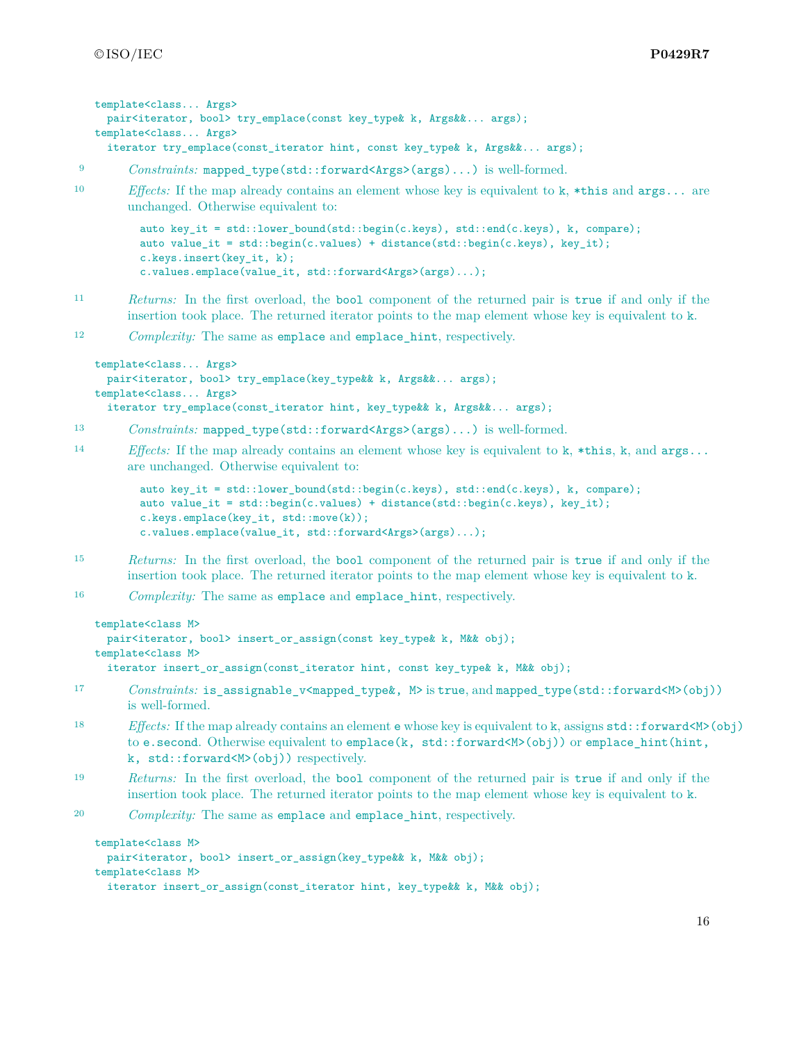```
template<class... Args>
  pair<iterator, bool> try_emplace(const key_type& k, Args&&... args);
template<class... Args>
  iterator try_emplace(const_iterator hint, const key_type& k, Args&&... args);
```

9 *Constraints:* `mapped_type(std::forward<Args>(args)...)` is well-formed.

10 *Effects:* If the map already contains an element whose key is equivalent to `k`, `*this` and `args...` are unchanged. Otherwise equivalent to:

```
auto key_it = std::lower_bound(std::begin(c.keys), std::end(c.keys), k, compare);
auto value_it = std::begin(c.values) + distance(std::begin(c.keys), key_it);
c.keys.insert(key_it, k);
c.values.emplace(value_it, std::forward<Args>(args)...);
```

11 *Returns:* In the first overload, the `bool` component of the returned pair is `true` if and only if the insertion took place. The returned iterator points to the map element whose key is equivalent to `k`.

12 *Complexity:* The same as `emplace` and `emplace_hint`, respectively.

```
template<class... Args>
  pair<iterator, bool> try_emplace(key_type&& k, Args&&... args);
template<class... Args>
  iterator try_emplace(const_iterator hint, key_type&& k, Args&&... args);
```

13 *Constraints:* `mapped_type(std::forward<Args>(args)...)` is well-formed.

14 *Effects:* If the map already contains an element whose key is equivalent to `k`, `*this`, `k`, and `args...` are unchanged. Otherwise equivalent to:

```
auto key_it = std::lower_bound(std::begin(c.keys), std::end(c.keys), k, compare);
auto value_it = std::begin(c.values) + distance(std::begin(c.keys), key_it);
c.keys.emplace(key_it, std::move(k));
c.values.emplace(value_it, std::forward<Args>(args)...);
```

15 *Returns:* In the first overload, the `bool` component of the returned pair is `true` if and only if the insertion took place. The returned iterator points to the map element whose key is equivalent to `k`.

16 *Complexity:* The same as `emplace` and `emplace_hint`, respectively.

```
template<class M>
  pair<iterator, bool> insert_or_assign(const key_type& k, M&& obj);
template<class M>
  iterator insert_or_assign(const_iterator hint, const key_type& k, M&& obj);
```

17 *Constraints:* `is_assignable_v<mapped_type&, M>` is `true`, and `mapped_type(std::forward<M>(obj))` is well-formed.

18 *Effects:* If the map already contains an element `e` whose key is equivalent to `k`, assigns `std::forward<M>(obj)` to `e.second`. Otherwise equivalent to `emplace(k, std::forward<M>(obj))` or `emplace_hint(hint, k, std::forward<M>(obj))` respectively.

19 *Returns:* In the first overload, the `bool` component of the returned pair is `true` if and only if the insertion took place. The returned iterator points to the map element whose key is equivalent to `k`.

20 *Complexity:* The same as `emplace` and `emplace_hint`, respectively.

```
template<class M>
  pair<iterator, bool> insert_or_assign(key_type&& k, M&& obj);
template<class M>
  iterator insert_or_assign(const_iterator hint, key_type&& k, M&& obj);
```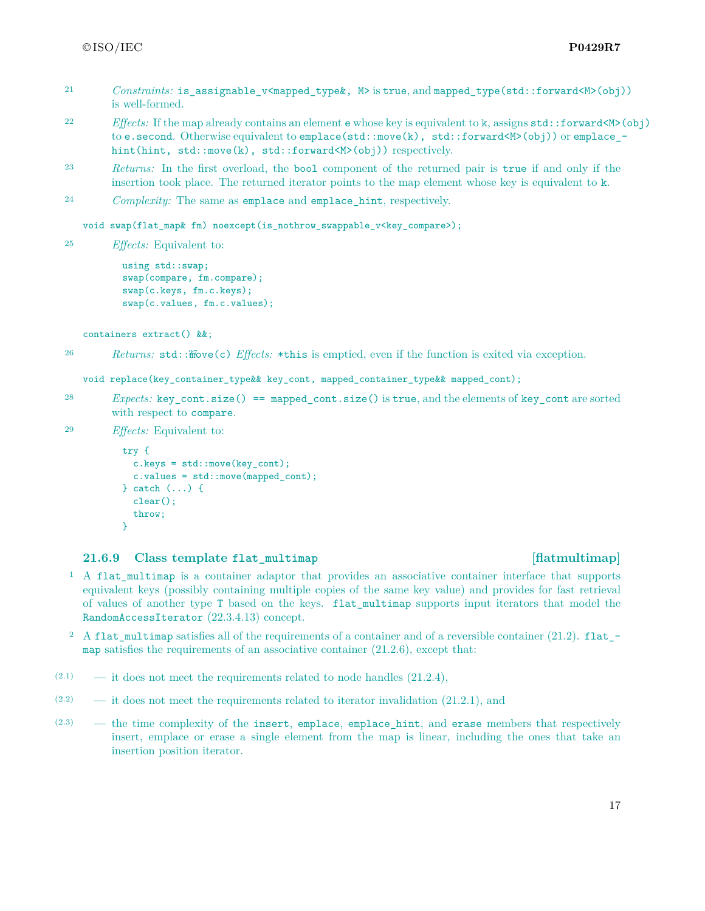21 *Constraints:* `is_assignable_v<mapped_type&, M>` is `true`, and `mapped_type(std::forward<M>(obj))` is well-formed.

22 *Effects:* If the map already contains an element `e` whose key is equivalent to `k`, assigns `std::forward<M>(obj)` to `e.second`. Otherwise equivalent to `emplace(std::move(k), std::forward<M>(obj))` or `emplace_hint(hint, std::move(k), std::forward<M>(obj))` respectively.

23 *Returns:* In the first overload, the `bool` component of the returned pair is `true` if and only if the insertion took place. The returned iterator points to the map element whose key is equivalent to `k`.

24 *Complexity:* The same as `emplace` and `emplace_hint`, respectively.

```
void swap(flat_map& fm) noexcept(is_nothrow_swappable_v<key_compare>);
```

25 *Effects:* Equivalent to:

```
using std::swap;
swap(compare, fm.compare);
swap(c.keys, fm.c.keys);
swap(c.values, fm.c.values);
```

```
containers extract() &&;
```

26 *Returns:* `std::move(c)` 27 *Effects:* `*this` is emptied, even if the function is exited via exception.

```
void replace(key_container_type&& key_cont, mapped_container_type&& mapped_cont);
```

28 *Expects:* `key_cont.size() == mapped_cont.size()` is `true`, and the elements of `key_cont` are sorted with respect to `compare`.

29 *Effects:* Equivalent to:

```
try {
  c.keys = std::move(key_cont);
  c.values = std::move(mapped_cont);
} catch (...) {
  clear();
  throw;
}
```

### 21.6.9 Class template `flat_multimap` [flatmultimap]

1 A `flat_multimap` is a container adaptor that provides an associative container interface that supports equivalent keys (possibly containing multiple copies of the same key value) and provides for fast retrieval of values of another type `T` based on the keys. `flat_multimap` supports input iterators that model the `RandomAccessIterator` (22.3.4.13) concept.

2 A `flat_multimap` satisfies all of the requirements of a container and of a reversible container (21.2). `flat_map` satisfies the requirements of an associative container (21.2.6), except that:

- (2.1) — it does not meet the requirements related to node handles (21.2.4),
- (2.2) — it does not meet the requirements related to iterator invalidation (21.2.1), and
- (2.3) — the time complexity of the `insert`, `emplace`, `emplace_hint`, and `erase` members that respectively insert, emplace or erase a single element from the map is linear, including the ones that take an insertion position iterator.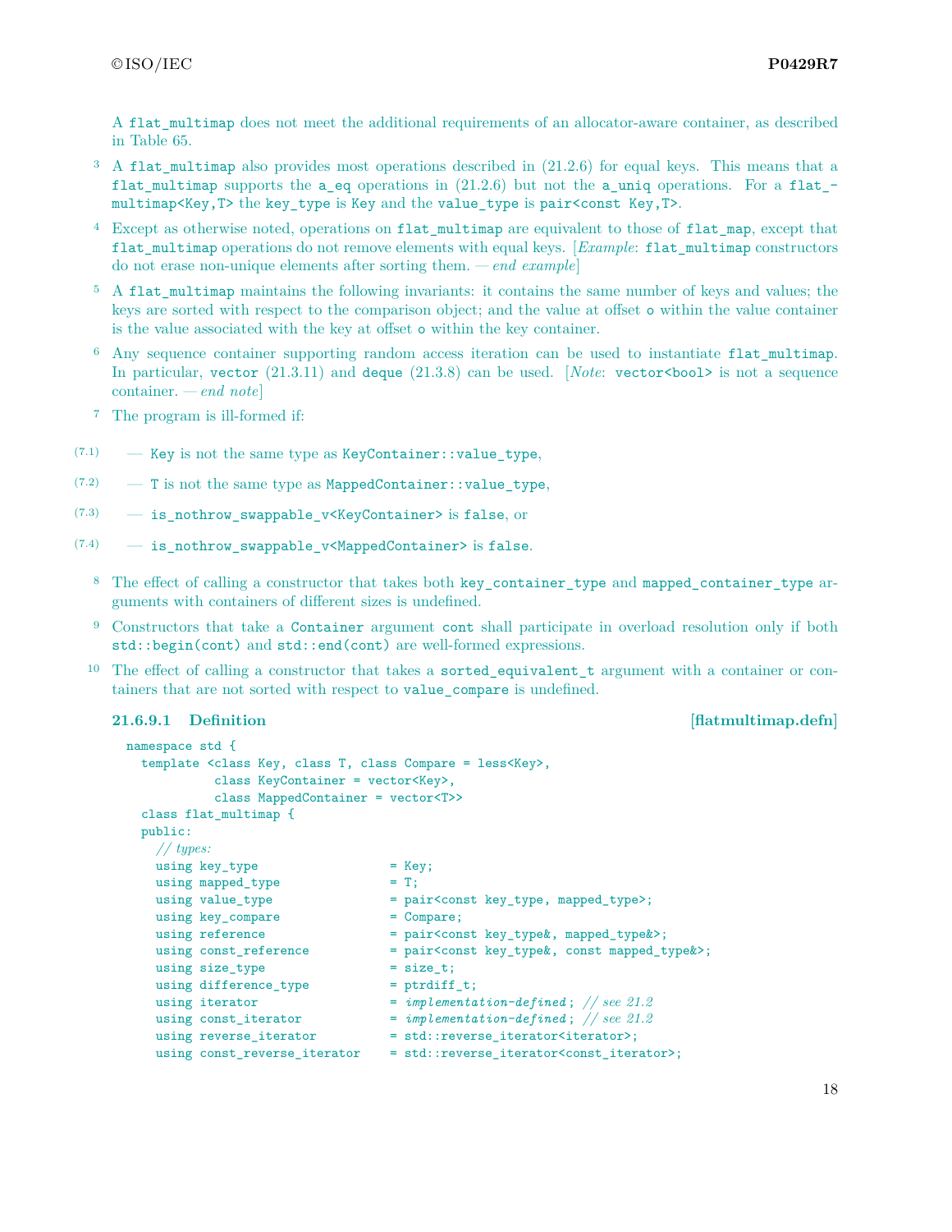A `flat_multimap` does not meet the additional requirements of an allocator-aware container, as described in Table 65.

3 A `flat_multimap` also provides most operations described in (21.2.6) for equal keys. This means that a `flat_multimap` supports the `a_eq` operations in (21.2.6) but not the `a_uniq` operations. For a `flat_multimap<Key,T>` the `key_type` is `Key` and the `value_type` is `pair<const Key,T>`.

4 Except as otherwise noted, operations on `flat_multimap` are equivalent to those of `flat_map`, except that `flat_multimap` operations do not remove elements with equal keys. [*Example*: `flat_multimap` constructors do not erase non-unique elements after sorting them. — *end example*]

5 A `flat_multimap` maintains the following invariants: it contains the same number of keys and values; the keys are sorted with respect to the comparison object; and the value at offset `o` within the value container is the value associated with the key at offset `o` within the key container.

6 Any sequence container supporting random access iteration can be used to instantiate `flat_multimap`. In particular, `vector` (21.3.11) and `deque` (21.3.8) can be used. [*Note*: `vector<bool>` is not a sequence container. — *end note*]

7 The program is ill-formed if:

(7.1) — `Key` is not the same type as `KeyContainer::value_type`,

(7.2) — `T` is not the same type as `MappedContainer::value_type`,

(7.3) — `is_nothrow_swappable_v<KeyContainer>` is `false`, or

(7.4) — `is_nothrow_swappable_v<MappedContainer>` is `false`.

8 The effect of calling a constructor that takes both `key_container_type` and `mapped_container_type` arguments with containers of different sizes is undefined.

9 Constructors that take a `Container` argument `cont` shall participate in overload resolution only if both `std::begin(cont)` and `std::end(cont)` are well-formed expressions.

10 The effect of calling a constructor that takes a `sorted_equivalent_t` argument with a container or containers that are not sorted with respect to `value_compare` is undefined.

### 21.6.9.1 Definition [flatmultimap.defn]

```
namespace std {
  template <class Key, class T, class Compare = less<Key>,
            class KeyContainer = vector<Key>,
            class MappedContainer = vector<T>>
  class flat_multimap {
  public:
    // types:
    using key_type                 = Key;
    using mapped_type              = T;
    using value_type               = pair<const key_type, mapped_type>;
    using key_compare              = Compare;
    using reference                = pair<const key_type&, mapped_type&>;
    using const_reference          = pair<const key_type&, const mapped_type&>;
    using size_type                = size_t;
    using difference_type          = ptrdiff_t;
    using iterator                 = implementation-defined; // see 21.2
    using const_iterator           = implementation-defined; // see 21.2
    using reverse_iterator         = std::reverse_iterator<iterator>;
    using const_reverse_iterator   = std::reverse_iterator<const_iterator>;
```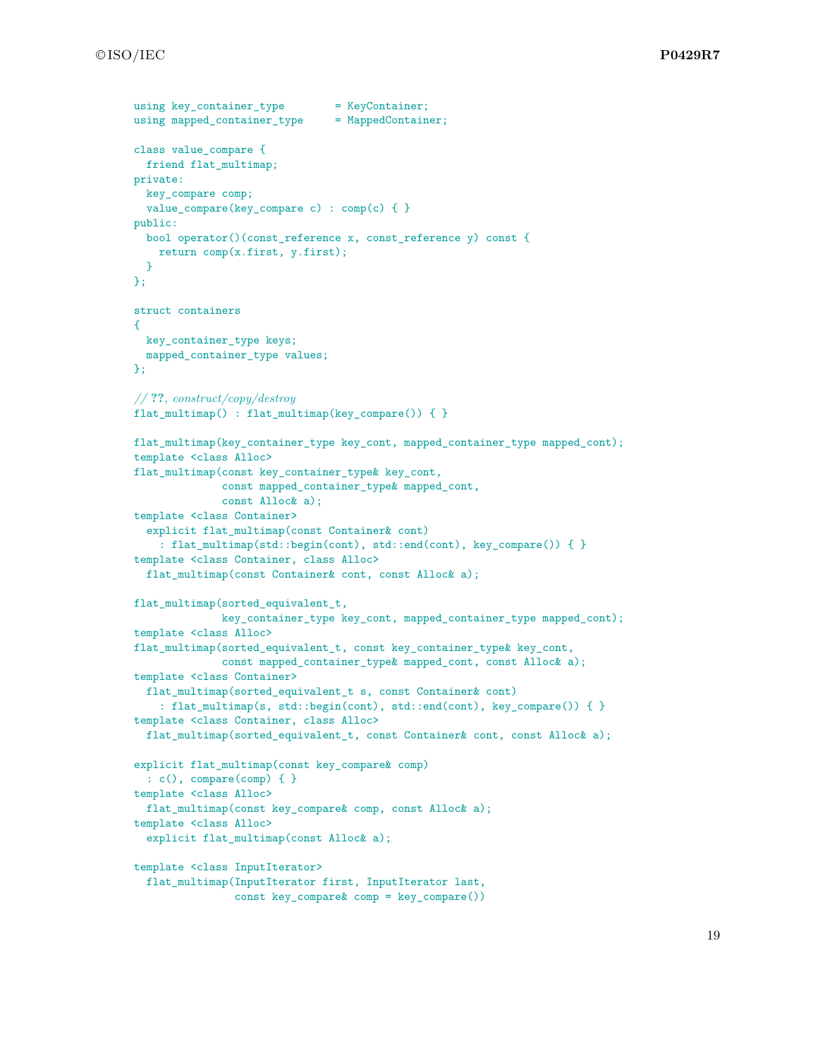```
using key_container_type       = KeyContainer;
using mapped_container_type    = MappedContainer;

class value_compare {
  friend flat_multimap;
private:
  key_compare comp;
  value_compare(key_compare c) : comp(c) { }
public:
  bool operator()(const_reference x, const_reference y) const {
    return comp(x.first, y.first);
  }
};

struct containers
{
  key_container_type keys;
  mapped_container_type values;
};

// ??, construct/copy/destroy
flat_multimap() : flat_multimap(key_compare()) { }

flat_multimap(key_container_type key_cont, mapped_container_type mapped_cont);
template <class Alloc>
flat_multimap(const key_container_type& key_cont,
              const mapped_container_type& mapped_cont,
              const Alloc& a);
template <class Container>
  explicit flat_multimap(const Container& cont)
    : flat_multimap(std::begin(cont), std::end(cont), key_compare()) { }
template <class Container, class Alloc>
  flat_multimap(const Container& cont, const Alloc& a);

flat_multimap(sorted_equivalent_t,
              key_container_type key_cont, mapped_container_type mapped_cont);
template <class Alloc>
flat_multimap(sorted_equivalent_t, const key_container_type& key_cont,
              const mapped_container_type& mapped_cont, const Alloc& a);
template <class Container>
  flat_multimap(sorted_equivalent_t s, const Container& cont)
    : flat_multimap(s, std::begin(cont), std::end(cont), key_compare()) { }
template <class Container, class Alloc>
  flat_multimap(sorted_equivalent_t, const Container& cont, const Alloc& a);

explicit flat_multimap(const key_compare& comp)
  : c(), compare(comp) { }
template <class Alloc>
  flat_multimap(const key_compare& comp, const Alloc& a);
template <class Alloc>
  explicit flat_multimap(const Alloc& a);

template <class InputIterator>
  flat_multimap(InputIterator first, InputIterator last,
                const key_compare& comp = key_compare())
```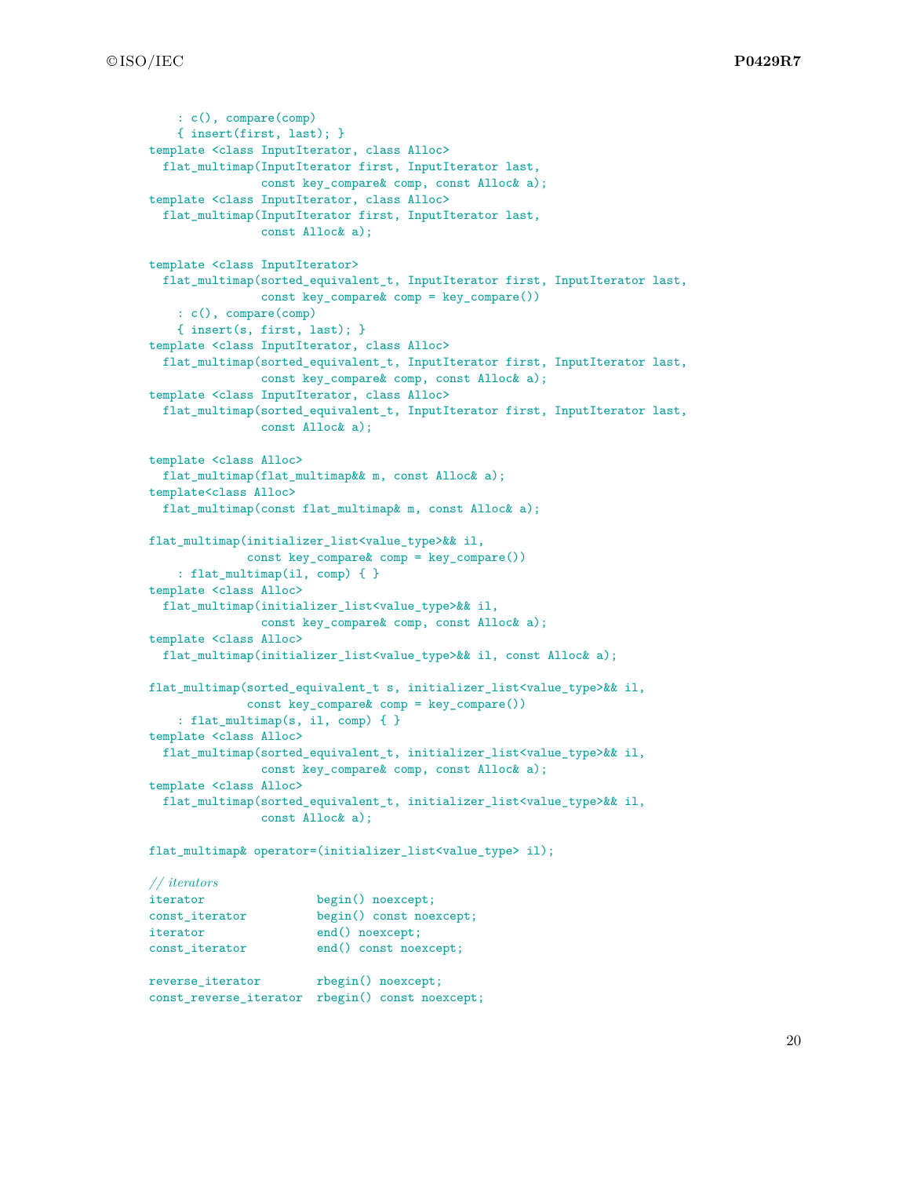```
    : c(), compare(comp)
    { insert(first, last); }
template <class InputIterator, class Alloc>
  flat_multimap(InputIterator first, InputIterator last,
                const key_compare& comp, const Alloc& a);
template <class InputIterator, class Alloc>
  flat_multimap(InputIterator first, InputIterator last,
                const Alloc& a);

template <class InputIterator>
  flat_multimap(sorted_equivalent_t, InputIterator first, InputIterator last,
                const key_compare& comp = key_compare())
    : c(), compare(comp)
    { insert(s, first, last); }
template <class InputIterator, class Alloc>
  flat_multimap(sorted_equivalent_t, InputIterator first, InputIterator last,
                const key_compare& comp, const Alloc& a);
template <class InputIterator, class Alloc>
  flat_multimap(sorted_equivalent_t, InputIterator first, InputIterator last,
                const Alloc& a);

template <class Alloc>
  flat_multimap(flat_multimap&& m, const Alloc& a);
template<class Alloc>
  flat_multimap(const flat_multimap& m, const Alloc& a);

flat_multimap(initializer_list<value_type>&& il,
              const key_compare& comp = key_compare())
    : flat_multimap(il, comp) { }
template <class Alloc>
  flat_multimap(initializer_list<value_type>&& il,
                const key_compare& comp, const Alloc& a);
template <class Alloc>
  flat_multimap(initializer_list<value_type>&& il, const Alloc& a);

flat_multimap(sorted_equivalent_t s, initializer_list<value_type>&& il,
              const key_compare& comp = key_compare())
    : flat_multimap(s, il, comp) { }
template <class Alloc>
  flat_multimap(sorted_equivalent_t, initializer_list<value_type>&& il,
                const key_compare& comp, const Alloc& a);
template <class Alloc>
  flat_multimap(sorted_equivalent_t, initializer_list<value_type>&& il,
                const Alloc& a);

flat_multimap& operator=(initializer_list<value_type> il);

// iterators
iterator               begin() noexcept;
const_iterator         begin() const noexcept;
iterator               end() noexcept;
const_iterator         end() const noexcept;

reverse_iterator       rbegin() noexcept;
const_reverse_iterator rbegin() const noexcept;
```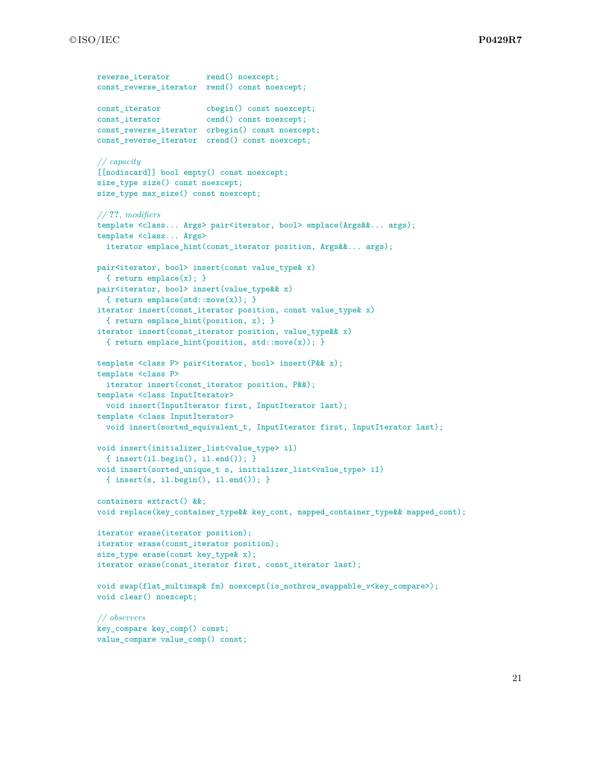```
reverse_iterator       rend() noexcept;
const_reverse_iterator  rend() const noexcept;

const_iterator         cbegin() const noexcept;
const_iterator         cend() const noexcept;
const_reverse_iterator  crbegin() const noexcept;
const_reverse_iterator  crend() const noexcept;

// capacity
[[nodiscard]] bool empty() const noexcept;
size_type size() const noexcept;
size_type max_size() const noexcept;

// ??, modifiers
template <class... Args> pair<iterator, bool> emplace(Args&&... args);
template <class... Args>
  iterator emplace_hint(const_iterator position, Args&&... args);

pair<iterator, bool> insert(const value_type& x)
  { return emplace(x); }
pair<iterator, bool> insert(value_type&& x)
  { return emplace(std::move(x)); }
iterator insert(const_iterator position, const value_type& x)
  { return emplace_hint(position, x); }
iterator insert(const_iterator position, value_type&& x)
  { return emplace_hint(position, std::move(x)); }

template <class P> pair<iterator, bool> insert(P&& x);
template <class P>
  iterator insert(const_iterator position, P&&);
template <class InputIterator>
  void insert(InputIterator first, InputIterator last);
template <class InputIterator>
  void insert(sorted_equivalent_t, InputIterator first, InputIterator last);

void insert(initializer_list<value_type> il)
  { insert(il.begin(), il.end()); }
void insert(sorted_unique_t s, initializer_list<value_type> il)
  { insert(s, il.begin(), il.end()); }

containers extract() &&;
void replace(key_container_type&& key_cont, mapped_container_type&& mapped_cont);

iterator erase(iterator position);
iterator erase(const_iterator position);
size_type erase(const key_type& x);
iterator erase(const_iterator first, const_iterator last);

void swap(flat_multimap& fm) noexcept(is_nothrow_swappable_v<key_compare>);
void clear() noexcept;

// observers
key_compare key_comp() const;
value_compare value_comp() const;
```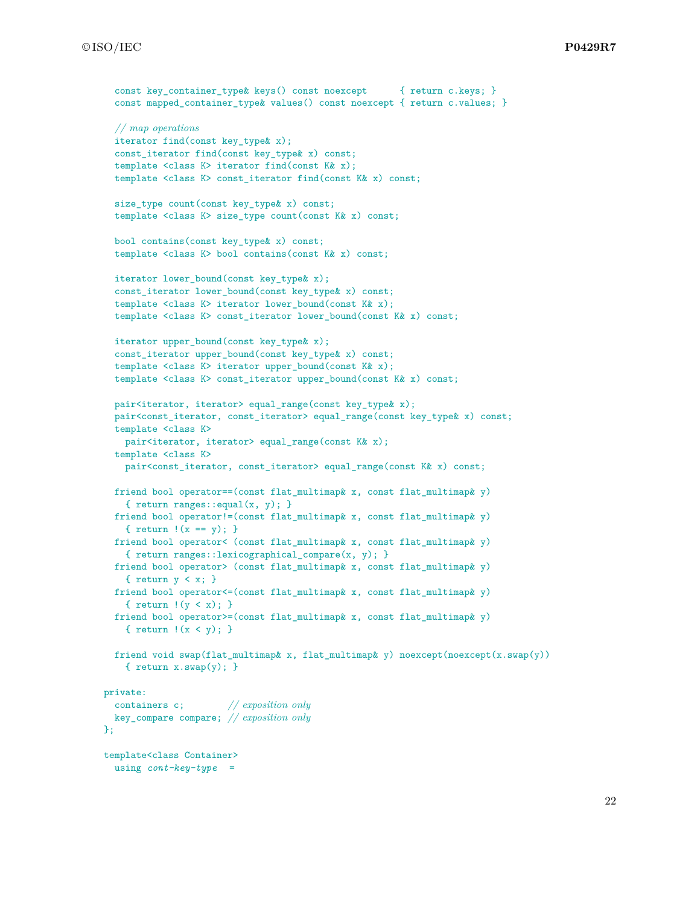```
    const key_container_type& keys() const noexcept      { return c.keys; }
    const mapped_container_type& values() const noexcept { return c.values; }

    // map operations
    iterator find(const key_type& x);
    const_iterator find(const key_type& x) const;
    template <class K> iterator find(const K& x);
    template <class K> const_iterator find(const K& x) const;

    size_type count(const key_type& x) const;
    template <class K> size_type count(const K& x) const;

    bool contains(const key_type& x) const;
    template <class K> bool contains(const K& x) const;

    iterator lower_bound(const key_type& x);
    const_iterator lower_bound(const key_type& x) const;
    template <class K> iterator lower_bound(const K& x);
    template <class K> const_iterator lower_bound(const K& x) const;

    iterator upper_bound(const key_type& x);
    const_iterator upper_bound(const key_type& x) const;
    template <class K> iterator upper_bound(const K& x);
    template <class K> const_iterator upper_bound(const K& x) const;

    pair<iterator, iterator> equal_range(const key_type& x);
    pair<const_iterator, const_iterator> equal_range(const key_type& x) const;
    template <class K>
      pair<iterator, iterator> equal_range(const K& x);
    template <class K>
      pair<const_iterator, const_iterator> equal_range(const K& x) const;

    friend bool operator==(const flat_multimap& x, const flat_multimap& y)
      { return ranges::equal(x, y); }
    friend bool operator!=(const flat_multimap& x, const flat_multimap& y)
      { return !(x == y); }
    friend bool operator< (const flat_multimap& x, const flat_multimap& y)
      { return ranges::lexicographical_compare(x, y); }
    friend bool operator> (const flat_multimap& x, const flat_multimap& y)
      { return y < x; }
    friend bool operator<=(const flat_multimap& x, const flat_multimap& y)
      { return !(y < x); }
    friend bool operator>=(const flat_multimap& x, const flat_multimap& y)
      { return !(x < y); }

    friend void swap(flat_multimap& x, flat_multimap& y) noexcept(noexcept(x.swap(y)))
      { return x.swap(y); }

  private:
    containers c;        // exposition only
    key_compare compare; // exposition only
  };

  template<class Container>
    using cont-key-type  =
```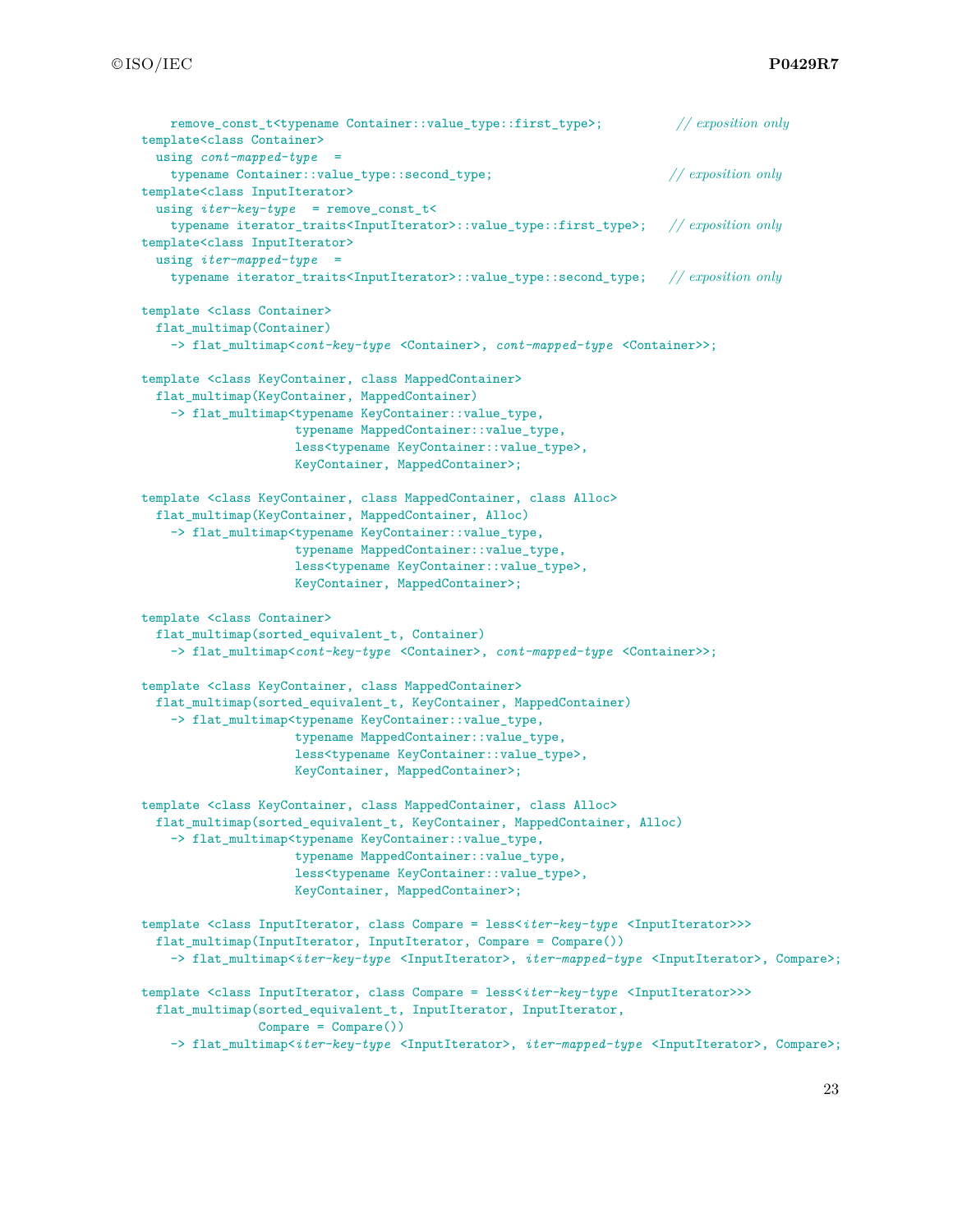```
    remove_const_t<typename Container::value_type::first_type>;          // exposition only
template<class Container>
  using cont-mapped-type =
    typename Container::value_type::second_type;                        // exposition only
template<class InputIterator>
  using iter-key-type = remove_const_t<
    typename iterator_traits<InputIterator>::value_type::first_type>;   // exposition only
template<class InputIterator>
  using iter-mapped-type =
    typename iterator_traits<InputIterator>::value_type::second_type;   // exposition only

template <class Container>
  flat_multimap(Container)
    -> flat_multimap<cont-key-type <Container>, cont-mapped-type <Container>>;

template <class KeyContainer, class MappedContainer>
  flat_multimap(KeyContainer, MappedContainer)
    -> flat_multimap<typename KeyContainer::value_type,
                     typename MappedContainer::value_type,
                     less<typename KeyContainer::value_type>,
                     KeyContainer, MappedContainer>;

template <class KeyContainer, class MappedContainer, class Alloc>
  flat_multimap(KeyContainer, MappedContainer, Alloc)
    -> flat_multimap<typename KeyContainer::value_type,
                     typename MappedContainer::value_type,
                     less<typename KeyContainer::value_type>,
                     KeyContainer, MappedContainer>;

template <class Container>
  flat_multimap(sorted_equivalent_t, Container)
    -> flat_multimap<cont-key-type <Container>, cont-mapped-type <Container>>;

template <class KeyContainer, class MappedContainer>
  flat_multimap(sorted_equivalent_t, KeyContainer, MappedContainer)
    -> flat_multimap<typename KeyContainer::value_type,
                     typename MappedContainer::value_type,
                     less<typename KeyContainer::value_type>,
                     KeyContainer, MappedContainer>;

template <class KeyContainer, class MappedContainer, class Alloc>
  flat_multimap(sorted_equivalent_t, KeyContainer, MappedContainer, Alloc)
    -> flat_multimap<typename KeyContainer::value_type,
                     typename MappedContainer::value_type,
                     less<typename KeyContainer::value_type>,
                     KeyContainer, MappedContainer>;

template <class InputIterator, class Compare = less<iter-key-type <InputIterator>>>
  flat_multimap(InputIterator, InputIterator, Compare = Compare())
    -> flat_multimap<iter-key-type <InputIterator>, iter-mapped-type <InputIterator>, Compare>;

template <class InputIterator, class Compare = less<iter-key-type <InputIterator>>>
  flat_multimap(sorted_equivalent_t, InputIterator, InputIterator,
                Compare = Compare())
    -> flat_multimap<iter-key-type <InputIterator>, iter-mapped-type <InputIterator>, Compare>;
```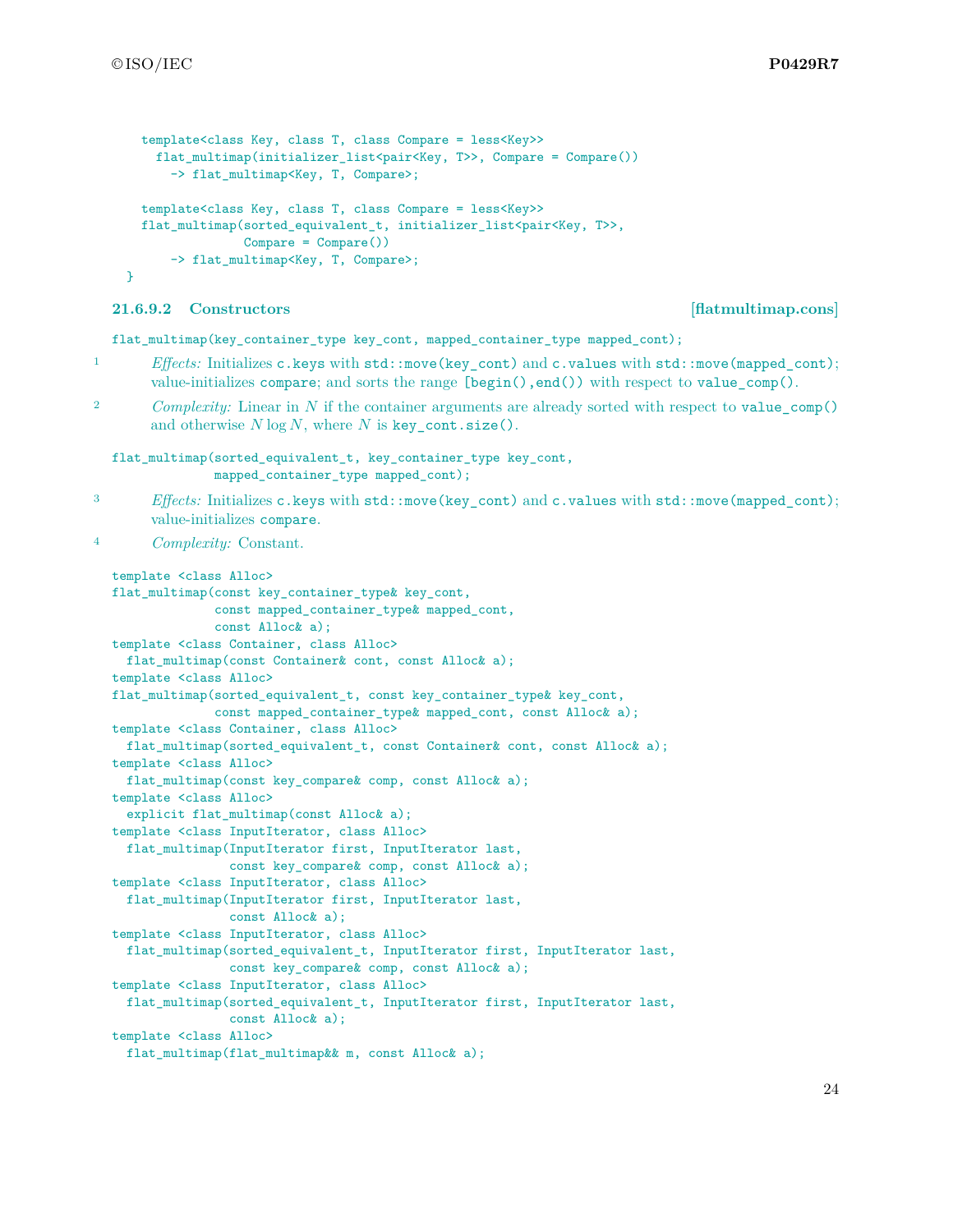```
    template<class Key, class T, class Compare = less<Key>>
      flat_multimap(initializer_list<pair<Key, T>>, Compare = Compare())
        -> flat_multimap<Key, T, Compare>;

    template<class Key, class T, class Compare = less<Key>>
    flat_multimap(sorted_equivalent_t, initializer_list<pair<Key, T>>,
                  Compare = Compare())
        -> flat_multimap<Key, T, Compare>;
  }
```

### 21.6.9.2 Constructors [flatmultimap.cons]

```
flat_multimap(key_container_type key_cont, mapped_container_type mapped_cont);
```

1 *Effects:* Initializes `c.keys` with `std::move(key_cont)` and `c.values` with `std::move(mapped_cont)`; value-initializes `compare`; and sorts the range `[begin(),end())` with respect to `value_comp()`.

2 *Complexity:* Linear in $N$ if the container arguments are already sorted with respect to `value_comp()` and otherwise $N \log N$, where $N$ is `key_cont.size()`.

```
flat_multimap(sorted_equivalent_t, key_container_type key_cont,
              mapped_container_type mapped_cont);
```

3 *Effects:* Initializes `c.keys` with `std::move(key_cont)` and `c.values` with `std::move(mapped_cont)`; value-initializes `compare`.

4 *Complexity:* Constant.

```
template <class Alloc>
flat_multimap(const key_container_type& key_cont,
              const mapped_container_type& mapped_cont,
              const Alloc& a);
template <class Container, class Alloc>
  flat_multimap(const Container& cont, const Alloc& a);
template <class Alloc>
flat_multimap(sorted_equivalent_t, const key_container_type& key_cont,
              const mapped_container_type& mapped_cont, const Alloc& a);
template <class Container, class Alloc>
  flat_multimap(sorted_equivalent_t, const Container& cont, const Alloc& a);
template <class Alloc>
  flat_multimap(const key_compare& comp, const Alloc& a);
template <class Alloc>
  explicit flat_multimap(const Alloc& a);
template <class InputIterator, class Alloc>
  flat_multimap(InputIterator first, InputIterator last,
                const key_compare& comp, const Alloc& a);
template <class InputIterator, class Alloc>
  flat_multimap(InputIterator first, InputIterator last,
                const Alloc& a);
template <class InputIterator, class Alloc>
  flat_multimap(sorted_equivalent_t, InputIterator first, InputIterator last,
                const key_compare& comp, const Alloc& a);
template <class InputIterator, class Alloc>
  flat_multimap(sorted_equivalent_t, InputIterator first, InputIterator last,
                const Alloc& a);
template <class Alloc>
  flat_multimap(flat_multimap&& m, const Alloc& a);
```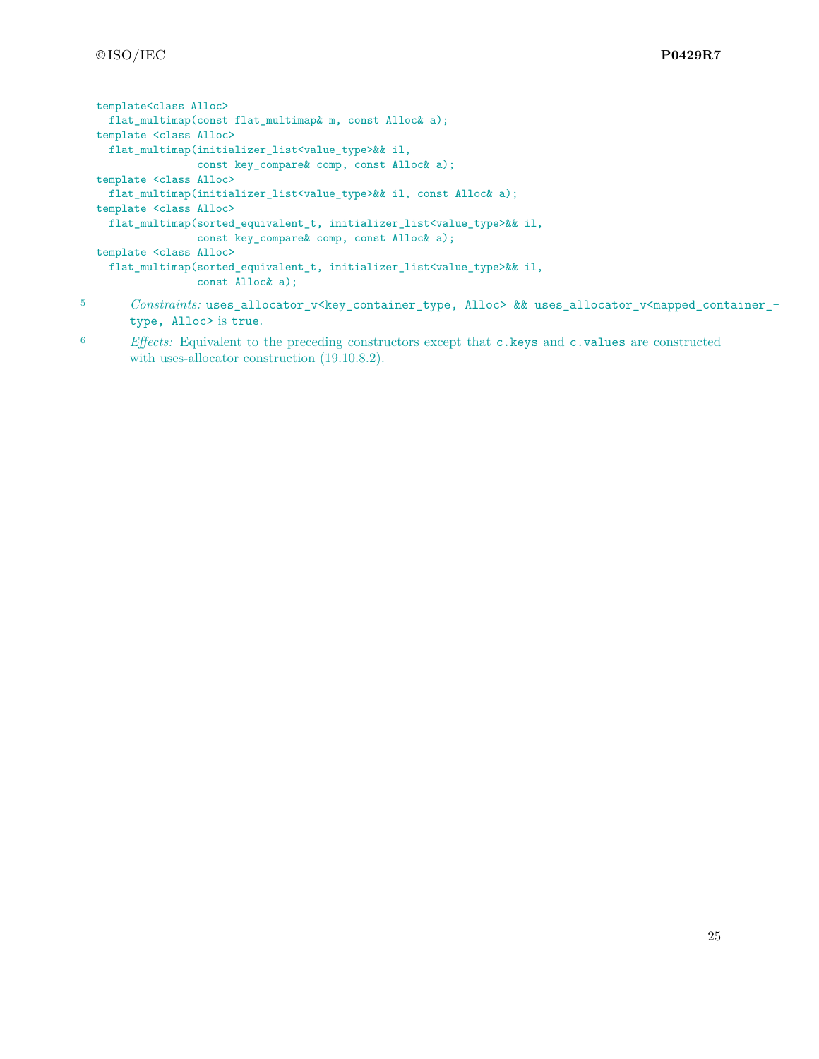```
template<class Alloc>
  flat_multimap(const flat_multimap& m, const Alloc& a);
template <class Alloc>
  flat_multimap(initializer_list<value_type>&& il,
                const key_compare& comp, const Alloc& a);
template <class Alloc>
  flat_multimap(initializer_list<value_type>&& il, const Alloc& a);
template <class Alloc>
  flat_multimap(sorted_equivalent_t, initializer_list<value_type>&& il,
                const key_compare& comp, const Alloc& a);
template <class Alloc>
  flat_multimap(sorted_equivalent_t, initializer_list<value_type>&& il,
                const Alloc& a);
```

5 *Constraints:* `uses_allocator_v<key_container_type, Alloc> && uses_allocator_v<mapped_container_type, Alloc>` is `true`.

6 *Effects:* Equivalent to the preceding constructors except that `c.keys` and `c.values` are constructed with uses-allocator construction (19.10.8.2).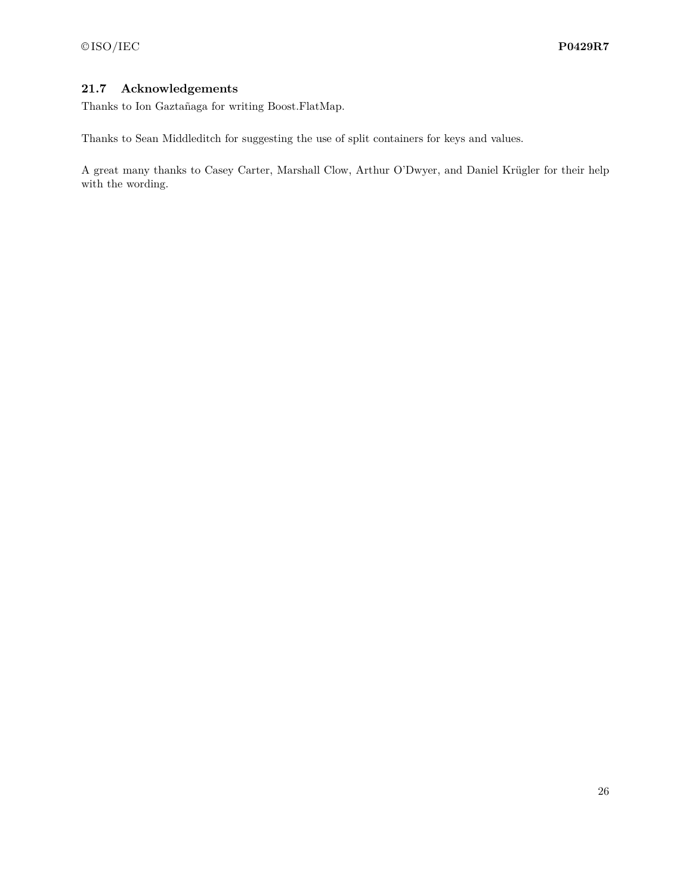### 21.7 Acknowledgements

Thanks to Ion Gaztañaga for writing Boost.FlatMap.

Thanks to Sean Middleditch for suggesting the use of split containers for keys and values.

A great many thanks to Casey Carter, Marshall Clow, Arthur O'Dwyer, and Daniel Krügler for their help with the wording.